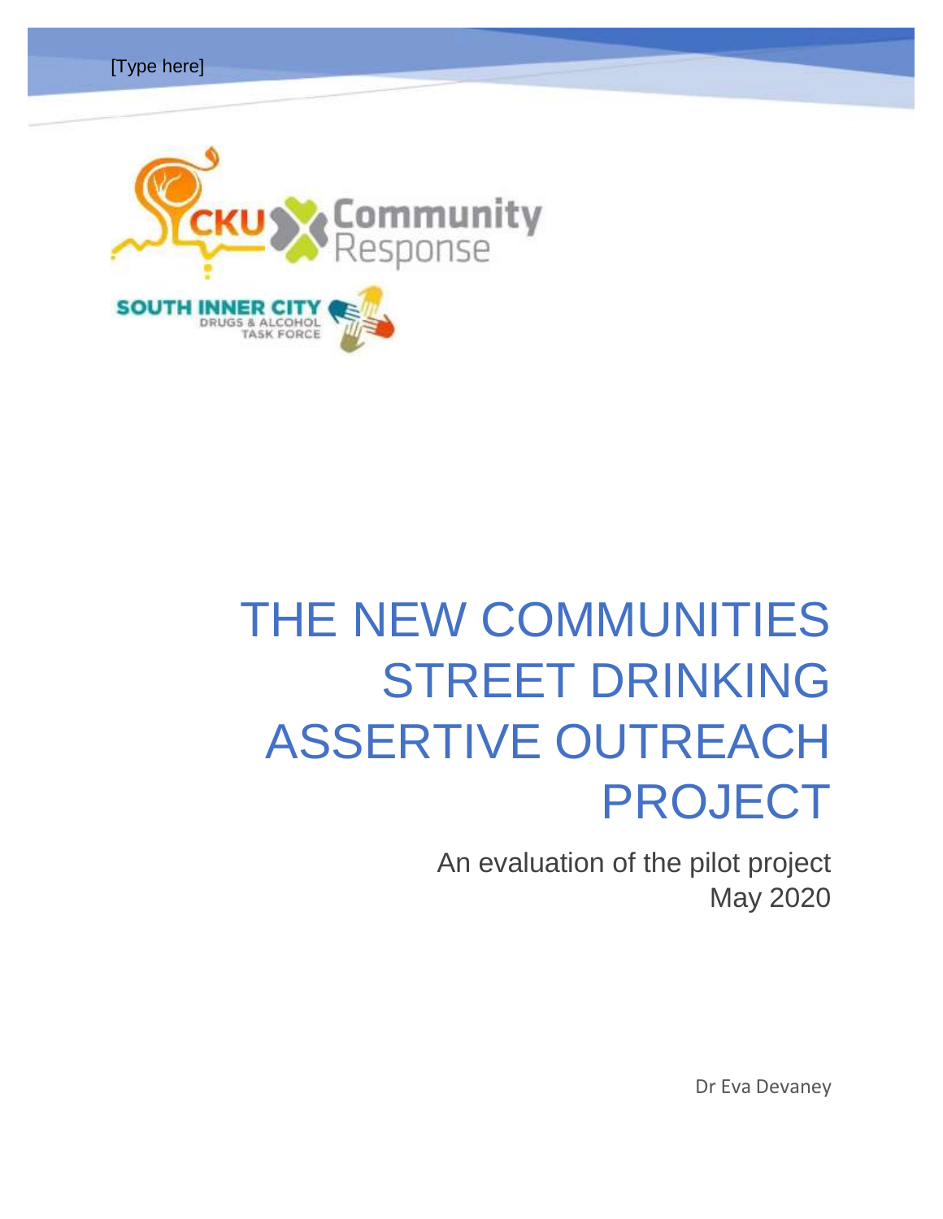# THE NEW COMMUNITIES STREET DRINKING ASSERTIVE OUTREACH PROJECT

An evaluation of the pilot project

May 2020

Dr Eva Devaney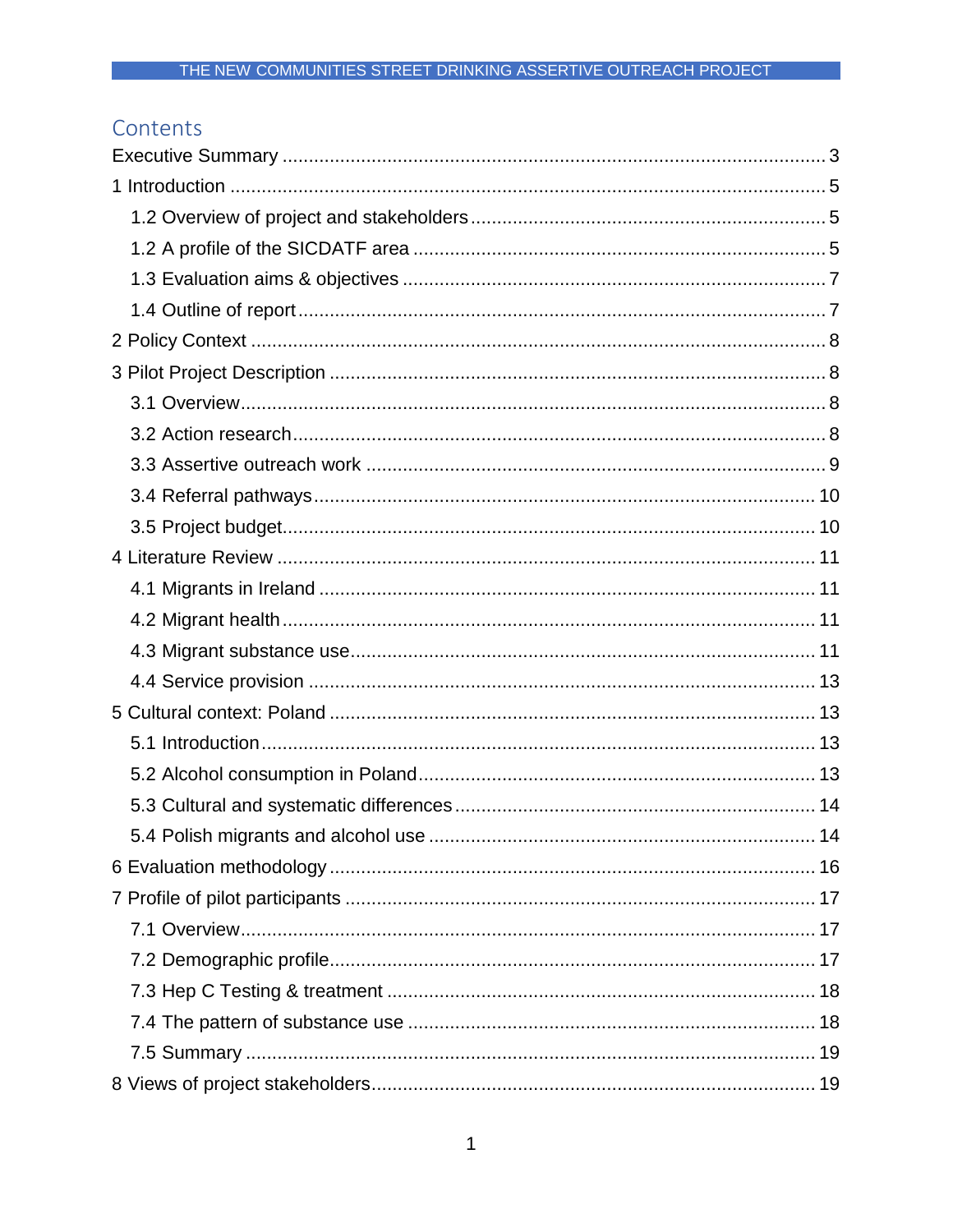# Contents

Executive Summary ..... 3
1 Introduction ..... 5
- 1.2 Overview of project and stakeholders ..... 5
- 1.2 A profile of the SICDATF area ..... 5
- 1.3 Evaluation aims & objectives ..... 7
- 1.4 Outline of report ..... 7

2 Policy Context ..... 8
3 Pilot Project Description ..... 8
- 3.1 Overview ..... 8
- 3.2 Action research ..... 8
- 3.3 Assertive outreach work ..... 9
- 3.4 Referral pathways ..... 10
- 3.5 Project budget ..... 10

4 Literature Review ..... 11
- 4.1 Migrants in Ireland ..... 11
- 4.2 Migrant health ..... 11
- 4.3 Migrant substance use ..... 11
- 4.4 Service provision ..... 13

5 Cultural context: Poland ..... 13
- 5.1 Introduction ..... 13
- 5.2 Alcohol consumption in Poland ..... 13
- 5.3 Cultural and systematic differences ..... 14
- 5.4 Polish migrants and alcohol use ..... 14

6 Evaluation methodology ..... 16
7 Profile of pilot participants ..... 17
- 7.1 Overview ..... 17
- 7.2 Demographic profile ..... 17
- 7.3 Hep C Testing & treatment ..... 18
- 7.4 The pattern of substance use ..... 18
- 7.5 Summary ..... 19

8 Views of project stakeholders ..... 19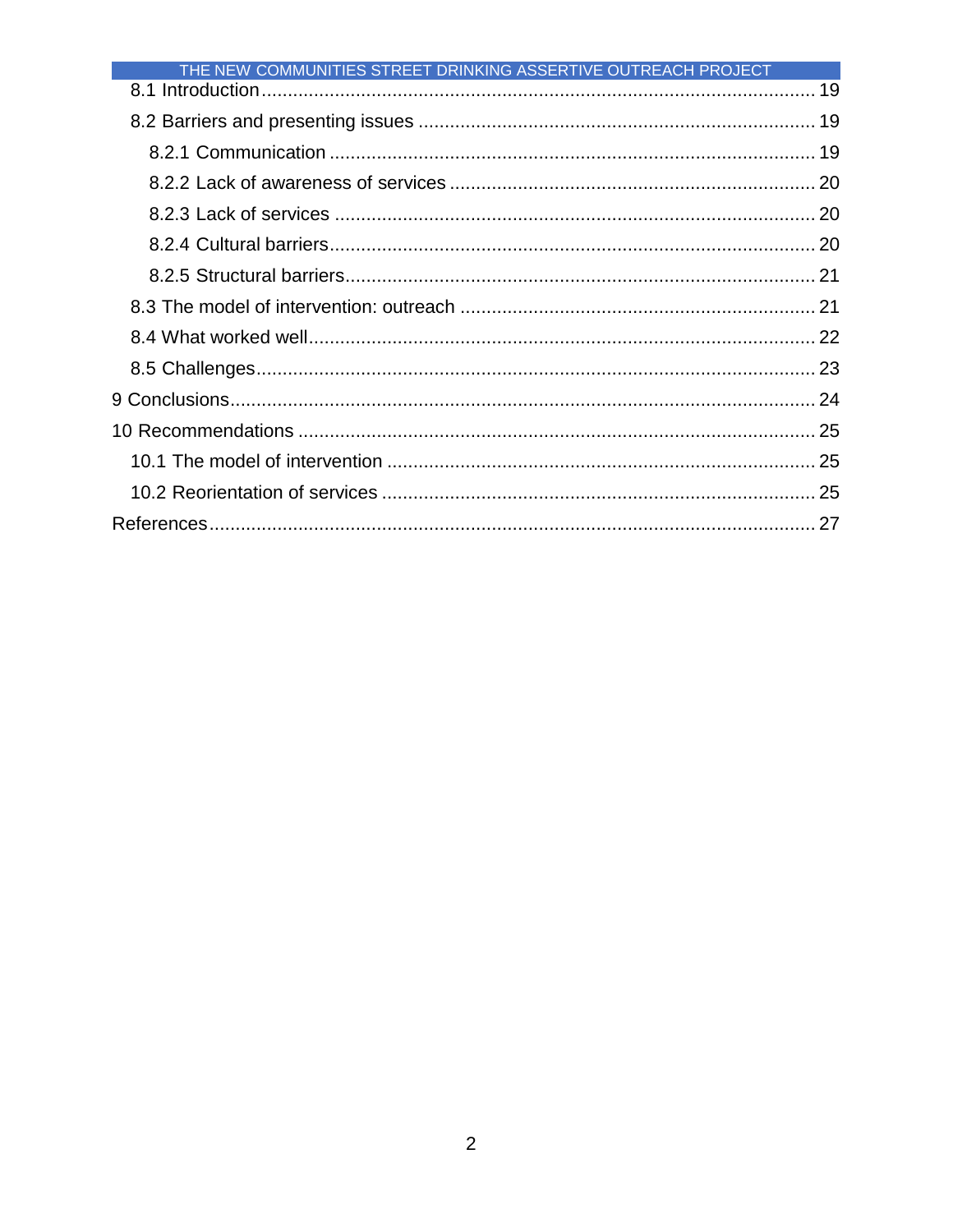8.1 Introduction ........................................................................................................ 19

8.2 Barriers and presenting issues ........................................................................... 19

8.2.1 Communication ............................................................................................ 19

8.2.2 Lack of awareness of services ..................................................................... 20

8.2.3 Lack of services ........................................................................................... 20

8.2.4 Cultural barriers............................................................................................ 20

8.2.5 Structural barriers......................................................................................... 21

8.3 The model of intervention: outreach ................................................................... 21

8.4 What worked well................................................................................................ 22

8.5 Challenges.......................................................................................................... 23

9 Conclusions............................................................................................................. 24

10 Recommendations ................................................................................................ 25

10.1 The model of intervention ................................................................................. 25

10.2 Reorientation of services .................................................................................. 25

References.................................................................................................................. 27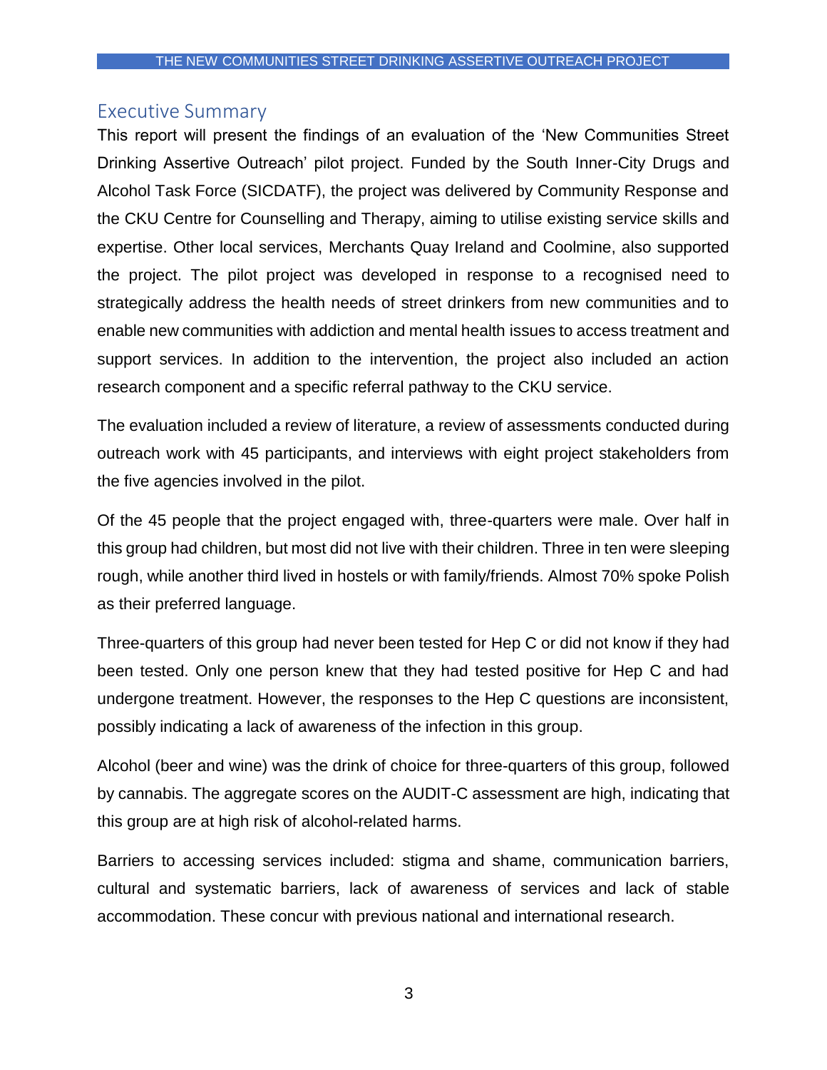## Executive Summary

This report will present the findings of an evaluation of the 'New Communities Street Drinking Assertive Outreach' pilot project. Funded by the South Inner-City Drugs and Alcohol Task Force (SICDATF), the project was delivered by Community Response and the CKU Centre for Counselling and Therapy, aiming to utilise existing service skills and expertise. Other local services, Merchants Quay Ireland and Coolmine, also supported the project. The pilot project was developed in response to a recognised need to strategically address the health needs of street drinkers from new communities and to enable new communities with addiction and mental health issues to access treatment and support services. In addition to the intervention, the project also included an action research component and a specific referral pathway to the CKU service.

The evaluation included a review of literature, a review of assessments conducted during outreach work with 45 participants, and interviews with eight project stakeholders from the five agencies involved in the pilot.

Of the 45 people that the project engaged with, three-quarters were male. Over half in this group had children, but most did not live with their children. Three in ten were sleeping rough, while another third lived in hostels or with family/friends. Almost 70% spoke Polish as their preferred language.

Three-quarters of this group had never been tested for Hep C or did not know if they had been tested. Only one person knew that they had tested positive for Hep C and had undergone treatment. However, the responses to the Hep C questions are inconsistent, possibly indicating a lack of awareness of the infection in this group.

Alcohol (beer and wine) was the drink of choice for three-quarters of this group, followed by cannabis. The aggregate scores on the AUDIT-C assessment are high, indicating that this group are at high risk of alcohol-related harms.

Barriers to accessing services included: stigma and shame, communication barriers, cultural and systematic barriers, lack of awareness of services and lack of stable accommodation. These concur with previous national and international research.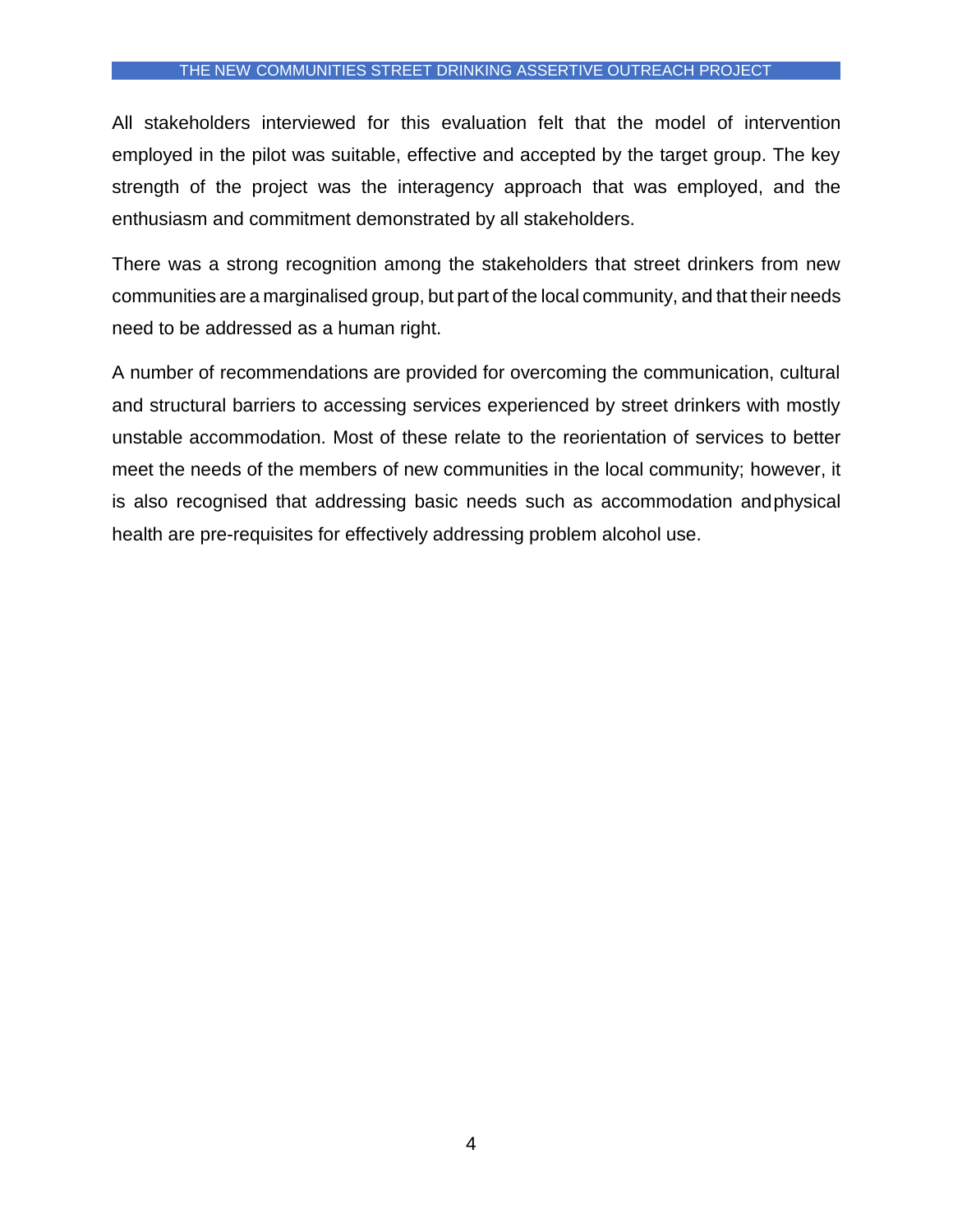All stakeholders interviewed for this evaluation felt that the model of intervention employed in the pilot was suitable, effective and accepted by the target group. The key strength of the project was the interagency approach that was employed, and the enthusiasm and commitment demonstrated by all stakeholders.

There was a strong recognition among the stakeholders that street drinkers from new communities are a marginalised group, but part of the local community, and that their needs need to be addressed as a human right.

A number of recommendations are provided for overcoming the communication, cultural and structural barriers to accessing services experienced by street drinkers with mostly unstable accommodation. Most of these relate to the reorientation of services to better meet the needs of the members of new communities in the local community; however, it is also recognised that addressing basic needs such as accommodation and physical health are pre-requisites for effectively addressing problem alcohol use.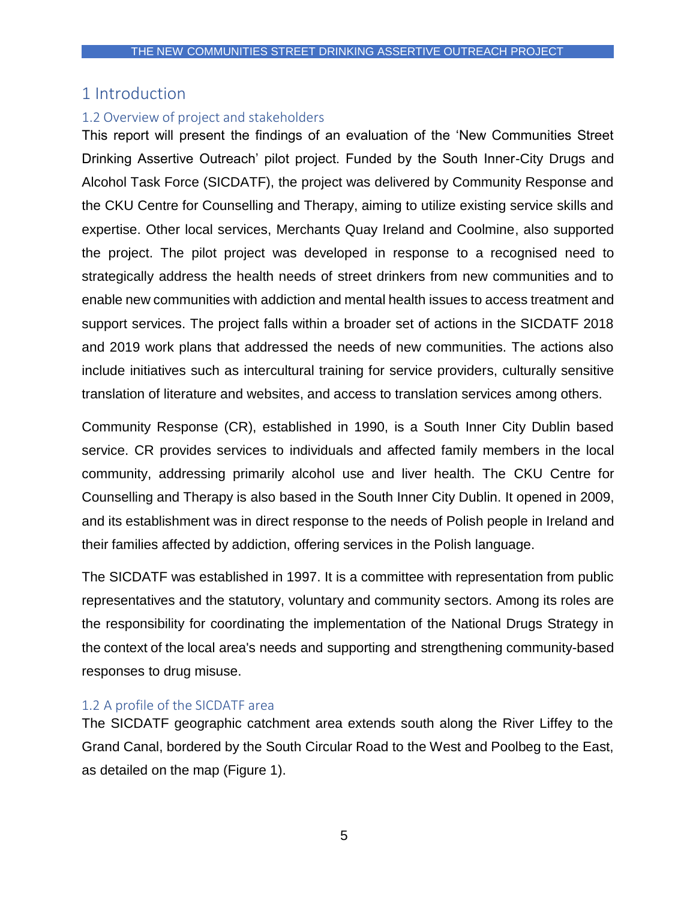# 1 Introduction

## 1.2 Overview of project and stakeholders

This report will present the findings of an evaluation of the 'New Communities Street Drinking Assertive Outreach' pilot project. Funded by the South Inner-City Drugs and Alcohol Task Force (SICDATF), the project was delivered by Community Response and the CKU Centre for Counselling and Therapy, aiming to utilize existing service skills and expertise. Other local services, Merchants Quay Ireland and Coolmine, also supported the project. The pilot project was developed in response to a recognised need to strategically address the health needs of street drinkers from new communities and to enable new communities with addiction and mental health issues to access treatment and support services. The project falls within a broader set of actions in the SICDATF 2018 and 2019 work plans that addressed the needs of new communities. The actions also include initiatives such as intercultural training for service providers, culturally sensitive translation of literature and websites, and access to translation services among others.

Community Response (CR), established in 1990, is a South Inner City Dublin based service. CR provides services to individuals and affected family members in the local community, addressing primarily alcohol use and liver health. The CKU Centre for Counselling and Therapy is also based in the South Inner City Dublin. It opened in 2009, and its establishment was in direct response to the needs of Polish people in Ireland and their families affected by addiction, offering services in the Polish language.

The SICDATF was established in 1997. It is a committee with representation from public representatives and the statutory, voluntary and community sectors. Among its roles are the responsibility for coordinating the implementation of the National Drugs Strategy in the context of the local area's needs and supporting and strengthening community-based responses to drug misuse.

## 1.2 A profile of the SICDATF area

The SICDATF geographic catchment area extends south along the River Liffey to the Grand Canal, bordered by the South Circular Road to the West and Poolbeg to the East, as detailed on the map (Figure 1).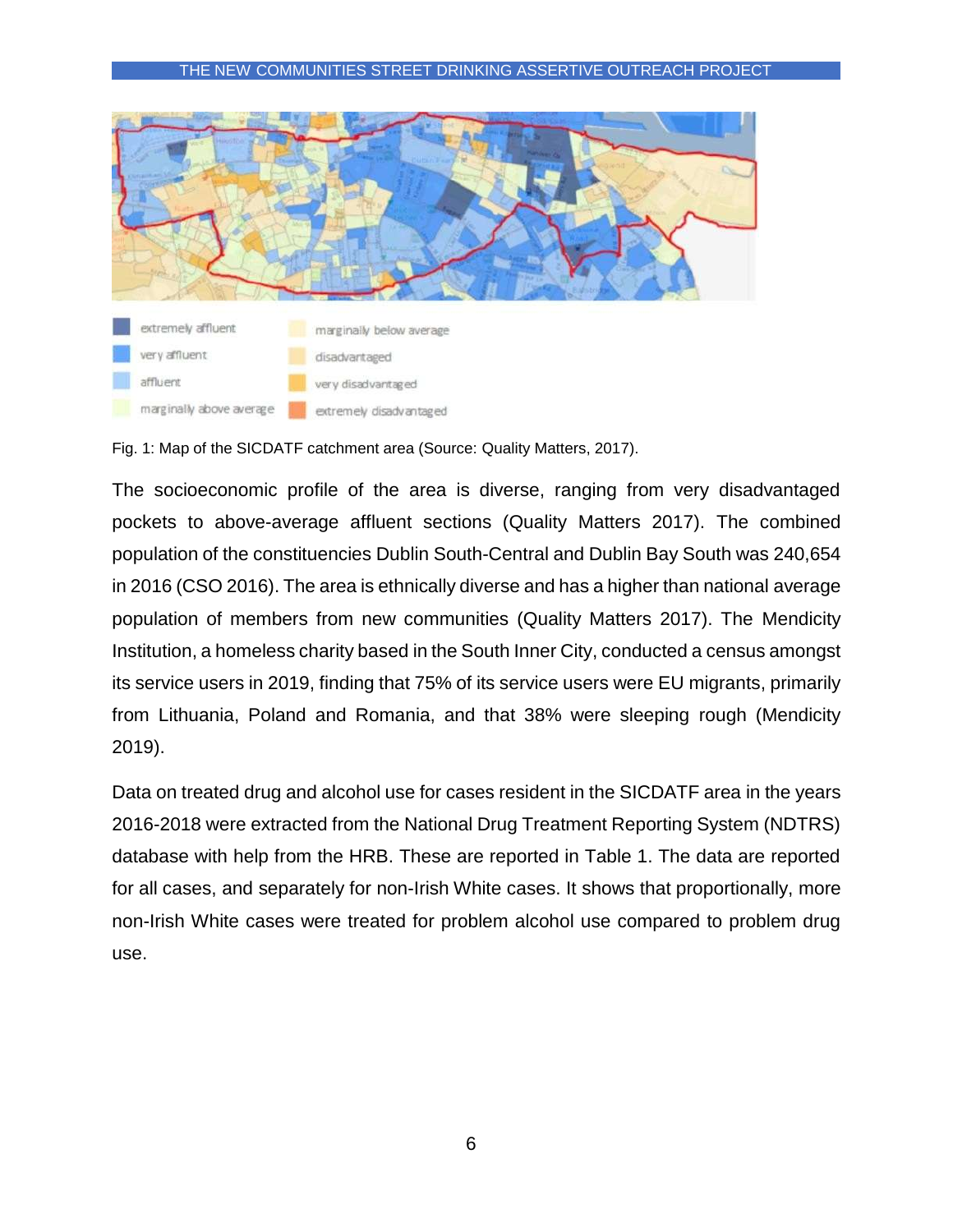Fig. 1: Map of the SICDATF catchment area (Source: Quality Matters, 2017).

The socioeconomic profile of the area is diverse, ranging from very disadvantaged pockets to above-average affluent sections (Quality Matters 2017). The combined population of the constituencies Dublin South-Central and Dublin Bay South was 240,654 in 2016 (CSO 2016). The area is ethnically diverse and has a higher than national average population of members from new communities (Quality Matters 2017). The Mendicity Institution, a homeless charity based in the South Inner City, conducted a census amongst its service users in 2019, finding that 75% of its service users were EU migrants, primarily from Lithuania, Poland and Romania, and that 38% were sleeping rough (Mendicity 2019).

Data on treated drug and alcohol use for cases resident in the SICDATF area in the years 2016-2018 were extracted from the National Drug Treatment Reporting System (NDTRS) database with help from the HRB. These are reported in Table 1. The data are reported for all cases, and separately for non-Irish White cases. It shows that proportionally, more non-Irish White cases were treated for problem alcohol use compared to problem drug use.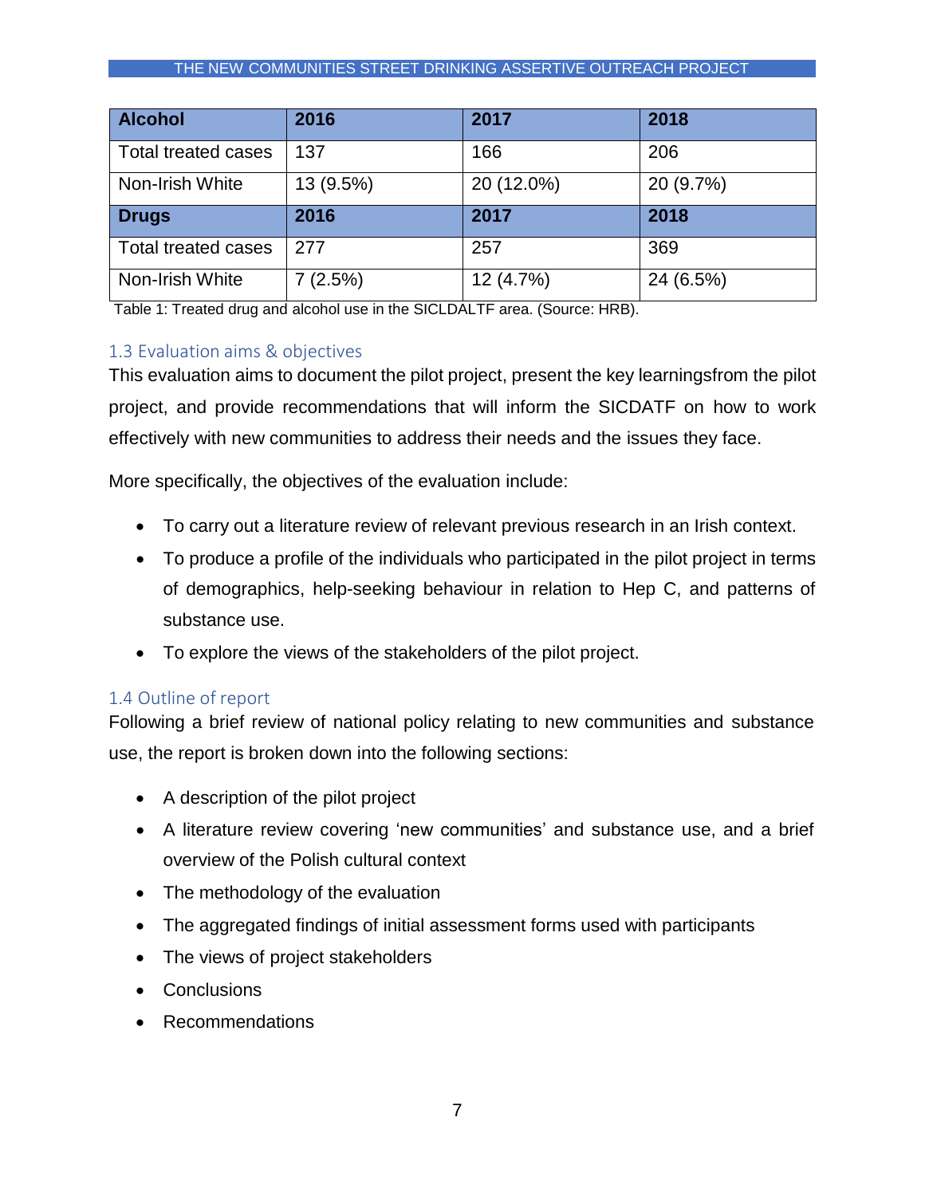| Alcohol | 2016 | 2017 | 2018 |
|---|---|---|---|
| Total treated cases | 137 | 166 | 206 |
| Non-Irish White | 13 (9.5%) | 20 (12.0%) | 20 (9.7%) |
| **Drugs** | **2016** | **2017** | **2018** |
| Total treated cases | 277 | 257 | 369 |
| Non-Irish White | 7 (2.5%) | 12 (4.7%) | 24 (6.5%) |

Table 1: Treated drug and alcohol use in the SICLDALTF area. (Source: HRB).

### 1.3 Evaluation aims & objectives

This evaluation aims to document the pilot project, present the key learningsfrom the pilot project, and provide recommendations that will inform the SICDATF on how to work effectively with new communities to address their needs and the issues they face.

More specifically, the objectives of the evaluation include:

- To carry out a literature review of relevant previous research in an Irish context.
- To produce a profile of the individuals who participated in the pilot project in terms of demographics, help-seeking behaviour in relation to Hep C, and patterns of substance use.
- To explore the views of the stakeholders of the pilot project.

### 1.4 Outline of report

Following a brief review of national policy relating to new communities and substance use, the report is broken down into the following sections:

- A description of the pilot project
- A literature review covering 'new communities' and substance use, and a brief overview of the Polish cultural context
- The methodology of the evaluation
- The aggregated findings of initial assessment forms used with participants
- The views of project stakeholders
- Conclusions
- Recommendations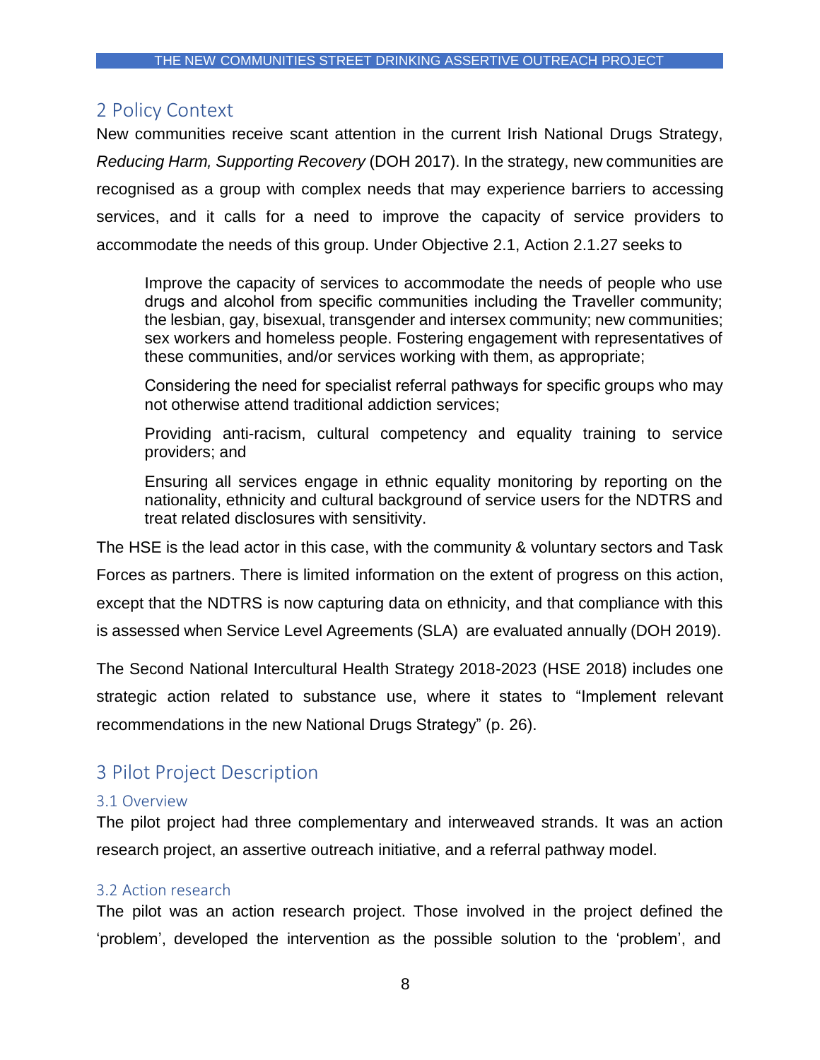## 2 Policy Context

New communities receive scant attention in the current Irish National Drugs Strategy, *Reducing Harm, Supporting Recovery* (DOH 2017). In the strategy, new communities are recognised as a group with complex needs that may experience barriers to accessing services, and it calls for a need to improve the capacity of service providers to accommodate the needs of this group. Under Objective 2.1, Action 2.1.27 seeks to

> Improve the capacity of services to accommodate the needs of people who use drugs and alcohol from specific communities including the Traveller community; the lesbian, gay, bisexual, transgender and intersex community; new communities; sex workers and homeless people. Fostering engagement with representatives of these communities, and/or services working with them, as appropriate;
>
> Considering the need for specialist referral pathways for specific groups who may not otherwise attend traditional addiction services;
>
> Providing anti-racism, cultural competency and equality training to service providers; and
>
> Ensuring all services engage in ethnic equality monitoring by reporting on the nationality, ethnicity and cultural background of service users for the NDTRS and treat related disclosures with sensitivity.

The HSE is the lead actor in this case, with the community & voluntary sectors and Task Forces as partners. There is limited information on the extent of progress on this action, except that the NDTRS is now capturing data on ethnicity, and that compliance with this is assessed when Service Level Agreements (SLA) are evaluated annually (DOH 2019).

The Second National Intercultural Health Strategy 2018-2023 (HSE 2018) includes one strategic action related to substance use, where it states to "Implement relevant recommendations in the new National Drugs Strategy" (p. 26).

## 3 Pilot Project Description

### 3.1 Overview

The pilot project had three complementary and interweaved strands. It was an action research project, an assertive outreach initiative, and a referral pathway model.

### 3.2 Action research

The pilot was an action research project. Those involved in the project defined the 'problem', developed the intervention as the possible solution to the 'problem', and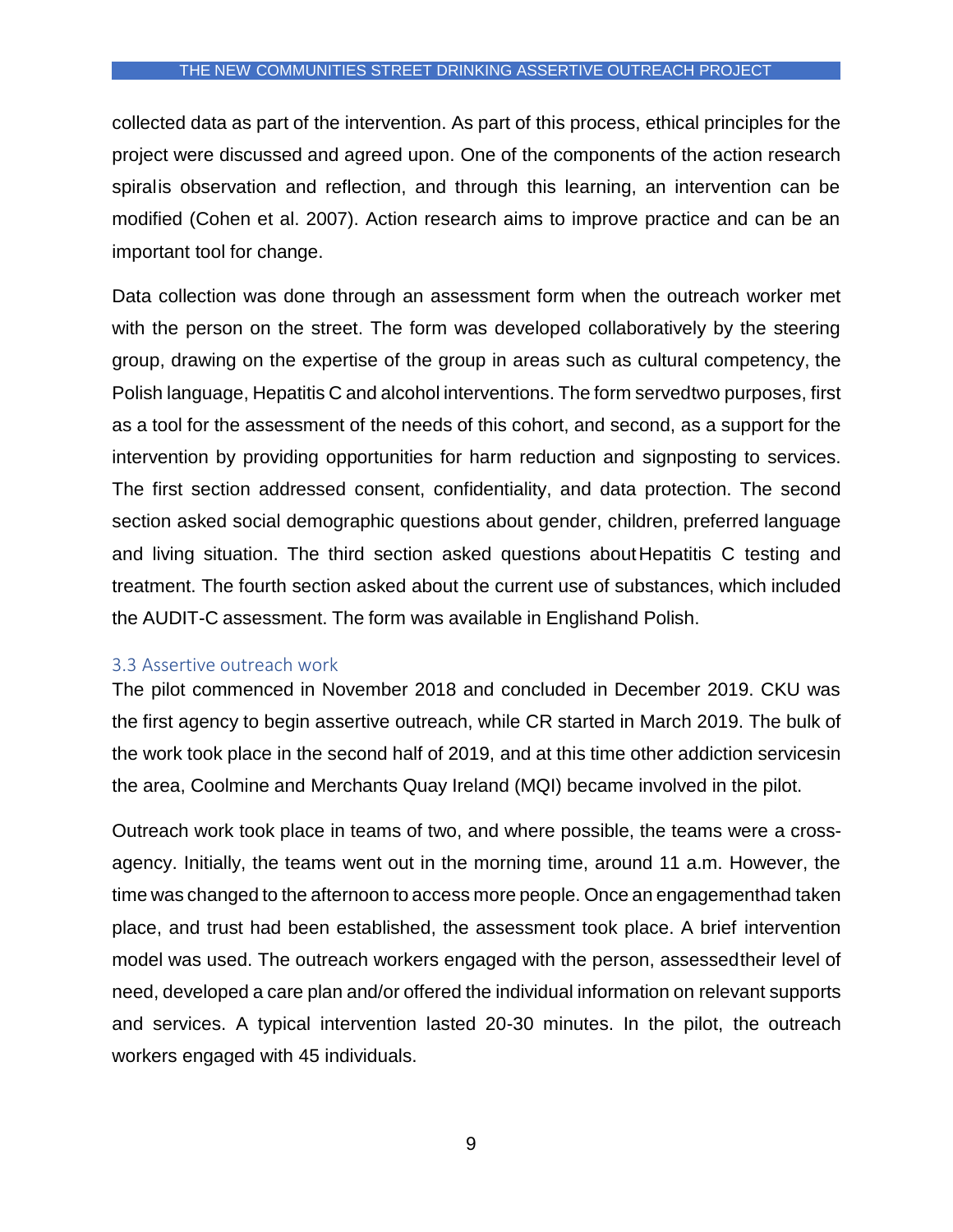collected data as part of the intervention. As part of this process, ethical principles for the project were discussed and agreed upon. One of the components of the action research spiral is observation and reflection, and through this learning, an intervention can be modified (Cohen et al. 2007). Action research aims to improve practice and can be an important tool for change.

Data collection was done through an assessment form when the outreach worker met with the person on the street. The form was developed collaboratively by the steering group, drawing on the expertise of the group in areas such as cultural competency, the Polish language, Hepatitis C and alcohol interventions. The form served two purposes, first as a tool for the assessment of the needs of this cohort, and second, as a support for the intervention by providing opportunities for harm reduction and signposting to services. The first section addressed consent, confidentiality, and data protection. The second section asked social demographic questions about gender, children, preferred language and living situation. The third section asked questions about Hepatitis C testing and treatment. The fourth section asked about the current use of substances, which included the AUDIT-C assessment. The form was available in English and Polish.

### 3.3 Assertive outreach work

The pilot commenced in November 2018 and concluded in December 2019. CKU was the first agency to begin assertive outreach, while CR started in March 2019. The bulk of the work took place in the second half of 2019, and at this time other addiction services in the area, Coolmine and Merchants Quay Ireland (MQI) became involved in the pilot.

Outreach work took place in teams of two, and where possible, the teams were a cross-agency. Initially, the teams went out in the morning time, around 11 a.m. However, the time was changed to the afternoon to access more people. Once an engagement had taken place, and trust had been established, the assessment took place. A brief intervention model was used. The outreach workers engaged with the person, assessed their level of need, developed a care plan and/or offered the individual information on relevant supports and services. A typical intervention lasted 20-30 minutes. In the pilot, the outreach workers engaged with 45 individuals.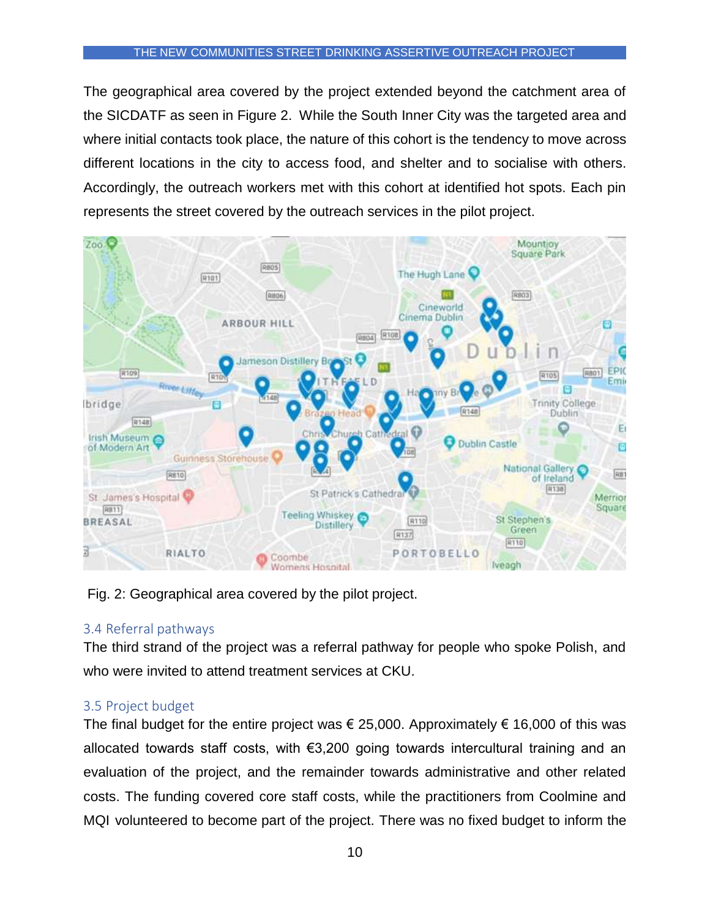The geographical area covered by the project extended beyond the catchment area of the SICDATF as seen in Figure 2. While the South Inner City was the targeted area and where initial contacts took place, the nature of this cohort is the tendency to move across different locations in the city to access food, and shelter and to socialise with others. Accordingly, the outreach workers met with this cohort at identified hot spots. Each pin represents the street covered by the outreach services in the pilot project.

Fig. 2: Geographical area covered by the pilot project.

### 3.4 Referral pathways

The third strand of the project was a referral pathway for people who spoke Polish, and who were invited to attend treatment services at CKU.

### 3.5 Project budget

The final budget for the entire project was € 25,000. Approximately € 16,000 of this was allocated towards staff costs, with €3,200 going towards intercultural training and an evaluation of the project, and the remainder towards administrative and other related costs. The funding covered core staff costs, while the practitioners from Coolmine and MQI volunteered to become part of the project. There was no fixed budget to inform the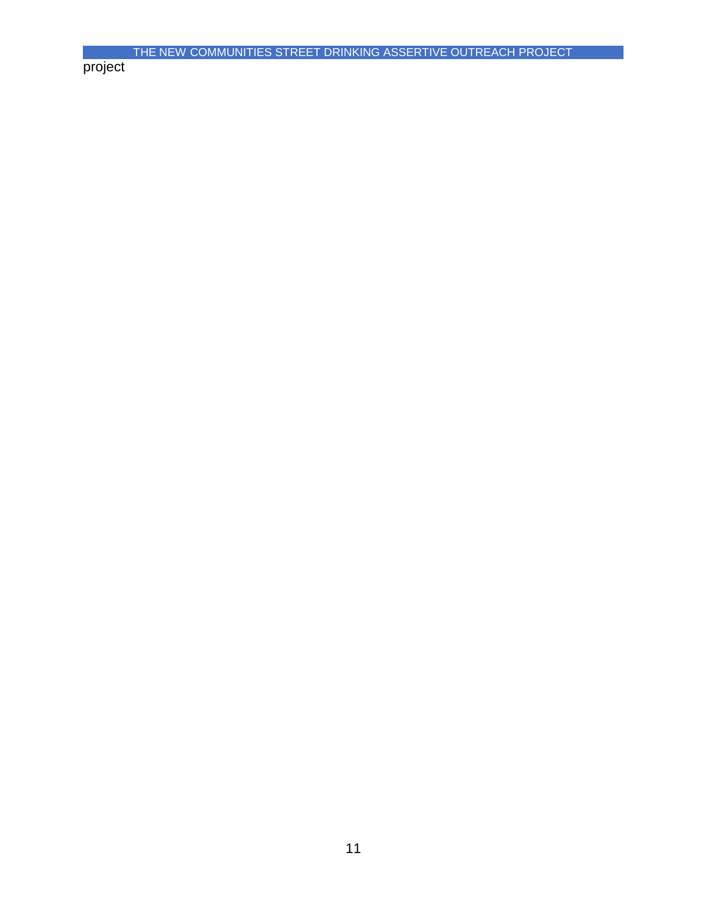project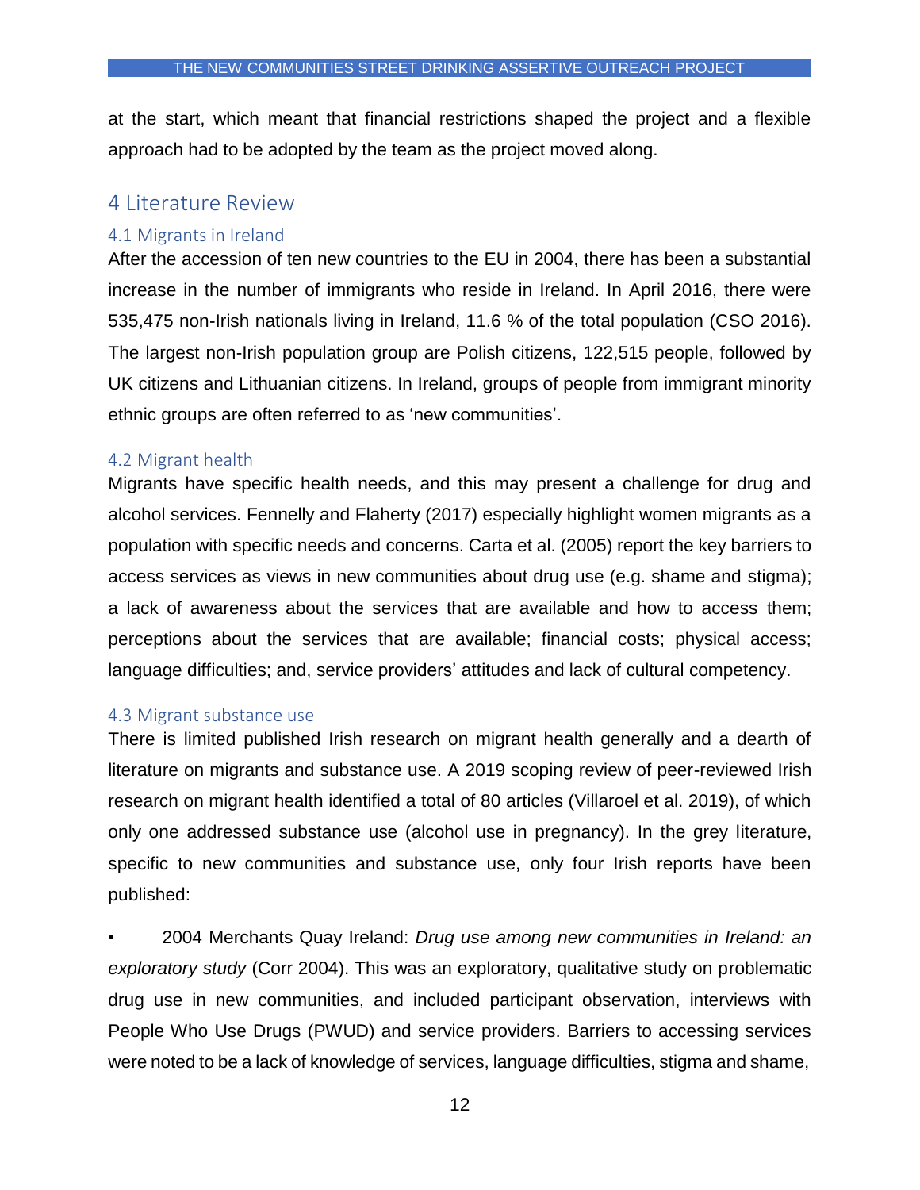at the start, which meant that financial restrictions shaped the project and a flexible approach had to be adopted by the team as the project moved along.

# 4 Literature Review

## 4.1 Migrants in Ireland

After the accession of ten new countries to the EU in 2004, there has been a substantial increase in the number of immigrants who reside in Ireland. In April 2016, there were 535,475 non-Irish nationals living in Ireland, 11.6 % of the total population (CSO 2016). The largest non-Irish population group are Polish citizens, 122,515 people, followed by UK citizens and Lithuanian citizens. In Ireland, groups of people from immigrant minority ethnic groups are often referred to as 'new communities'.

## 4.2 Migrant health

Migrants have specific health needs, and this may present a challenge for drug and alcohol services. Fennelly and Flaherty (2017) especially highlight women migrants as a population with specific needs and concerns. Carta et al. (2005) report the key barriers to access services as views in new communities about drug use (e.g. shame and stigma); a lack of awareness about the services that are available and how to access them; perceptions about the services that are available; financial costs; physical access; language difficulties; and, service providers' attitudes and lack of cultural competency.

## 4.3 Migrant substance use

There is limited published Irish research on migrant health generally and a dearth of literature on migrants and substance use. A 2019 scoping review of peer-reviewed Irish research on migrant health identified a total of 80 articles (Villaroel et al. 2019), of which only one addressed substance use (alcohol use in pregnancy). In the grey literature, specific to new communities and substance use, only four Irish reports have been published:

- 2004 Merchants Quay Ireland: *Drug use among new communities in Ireland: an exploratory study* (Corr 2004). This was an exploratory, qualitative study on problematic drug use in new communities, and included participant observation, interviews with People Who Use Drugs (PWUD) and service providers. Barriers to accessing services were noted to be a lack of knowledge of services, language difficulties, stigma and shame,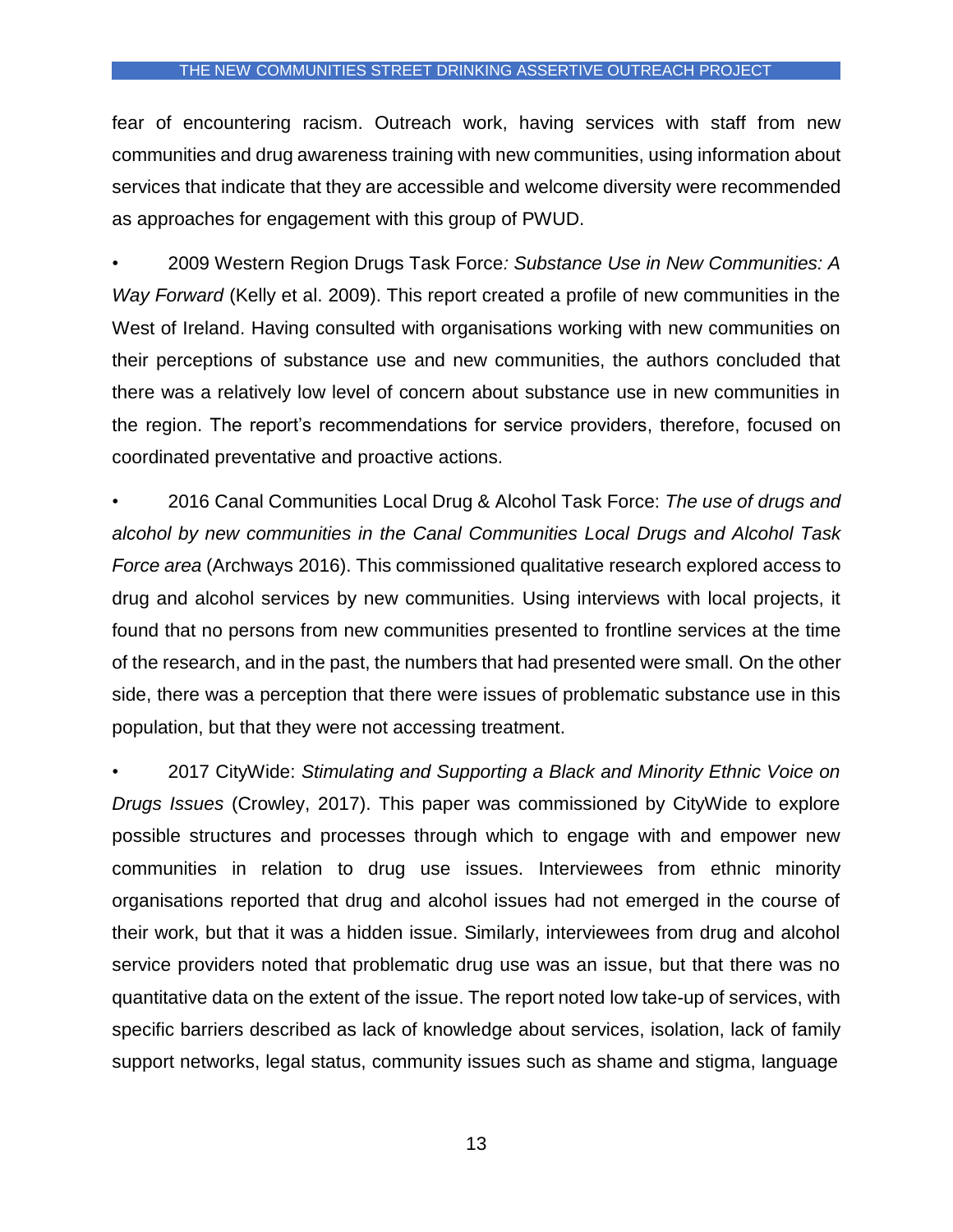fear of encountering racism. Outreach work, having services with staff from new communities and drug awareness training with new communities, using information about services that indicate that they are accessible and welcome diversity were recommended as approaches for engagement with this group of PWUD.

- 2009 Western Region Drugs Task Force*: Substance Use in New Communities: A Way Forward* (Kelly et al. 2009). This report created a profile of new communities in the West of Ireland. Having consulted with organisations working with new communities on their perceptions of substance use and new communities, the authors concluded that there was a relatively low level of concern about substance use in new communities in the region. The report's recommendations for service providers, therefore, focused on coordinated preventative and proactive actions.

- 2016 Canal Communities Local Drug & Alcohol Task Force: *The use of drugs and alcohol by new communities in the Canal Communities Local Drugs and Alcohol Task Force area* (Archways 2016). This commissioned qualitative research explored access to drug and alcohol services by new communities. Using interviews with local projects, it found that no persons from new communities presented to frontline services at the time of the research, and in the past, the numbers that had presented were small. On the other side, there was a perception that there were issues of problematic substance use in this population, but that they were not accessing treatment.

- 2017 CityWide: *Stimulating and Supporting a Black and Minority Ethnic Voice on Drugs Issues* (Crowley, 2017). This paper was commissioned by CityWide to explore possible structures and processes through which to engage with and empower new communities in relation to drug use issues. Interviewees from ethnic minority organisations reported that drug and alcohol issues had not emerged in the course of their work, but that it was a hidden issue. Similarly, interviewees from drug and alcohol service providers noted that problematic drug use was an issue, but that there was no quantitative data on the extent of the issue. The report noted low take-up of services, with specific barriers described as lack of knowledge about services, isolation, lack of family support networks, legal status, community issues such as shame and stigma, language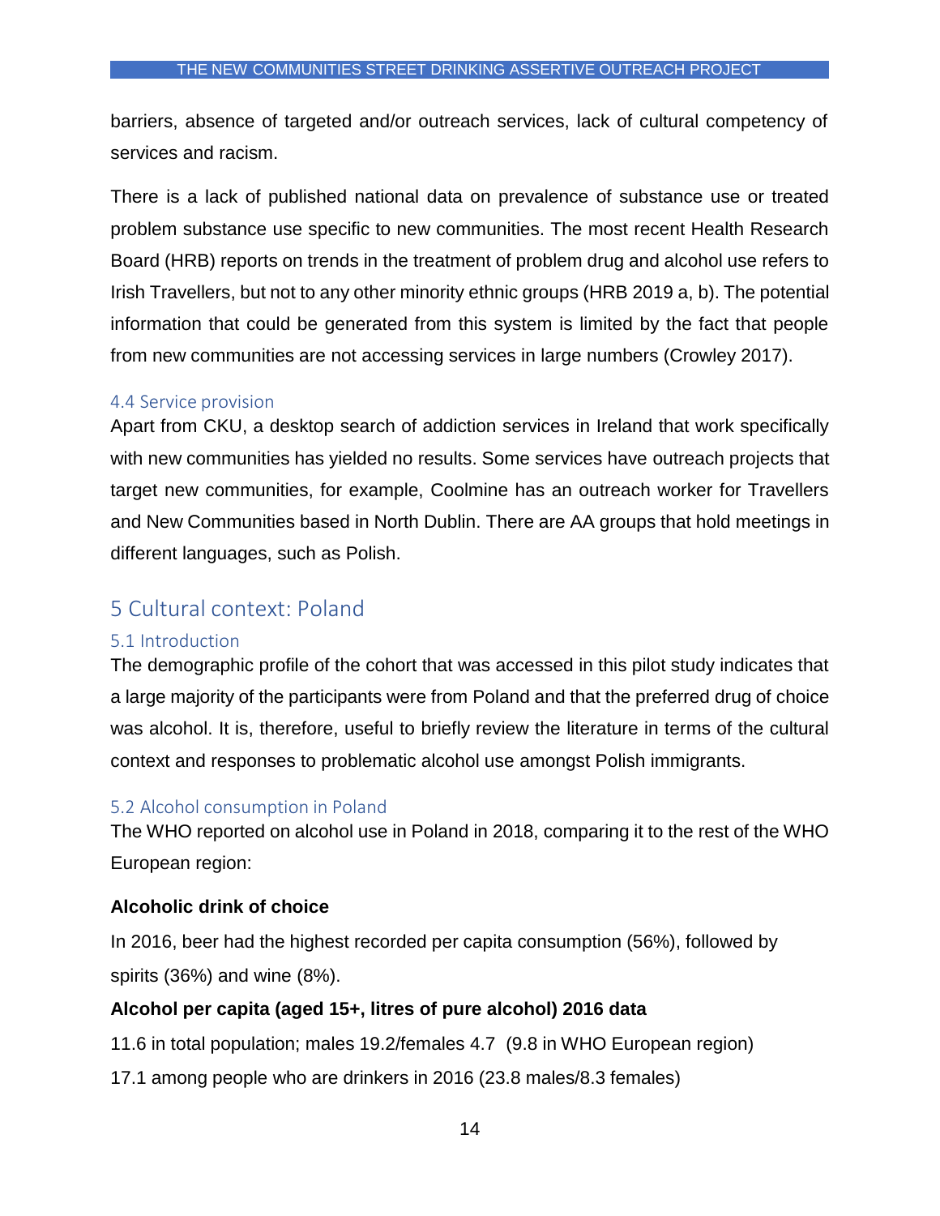barriers, absence of targeted and/or outreach services, lack of cultural competency of services and racism.

There is a lack of published national data on prevalence of substance use or treated problem substance use specific to new communities. The most recent Health Research Board (HRB) reports on trends in the treatment of problem drug and alcohol use refers to Irish Travellers, but not to any other minority ethnic groups (HRB 2019 a, b). The potential information that could be generated from this system is limited by the fact that people from new communities are not accessing services in large numbers (Crowley 2017).

### 4.4 Service provision

Apart from CKU, a desktop search of addiction services in Ireland that work specifically with new communities has yielded no results. Some services have outreach projects that target new communities, for example, Coolmine has an outreach worker for Travellers and New Communities based in North Dublin. There are AA groups that hold meetings in different languages, such as Polish.

## 5 Cultural context: Poland

### 5.1 Introduction

The demographic profile of the cohort that was accessed in this pilot study indicates that a large majority of the participants were from Poland and that the preferred drug of choice was alcohol. It is, therefore, useful to briefly review the literature in terms of the cultural context and responses to problematic alcohol use amongst Polish immigrants.

### 5.2 Alcohol consumption in Poland

The WHO reported on alcohol use in Poland in 2018, comparing it to the rest of the WHO European region:

**Alcoholic drink of choice**

In 2016, beer had the highest recorded per capita consumption (56%), followed by spirits (36%) and wine (8%).

**Alcohol per capita (aged 15+, litres of pure alcohol) 2016 data**

11.6 in total population; males 19.2/females 4.7 (9.8 in WHO European region)

17.1 among people who are drinkers in 2016 (23.8 males/8.3 females)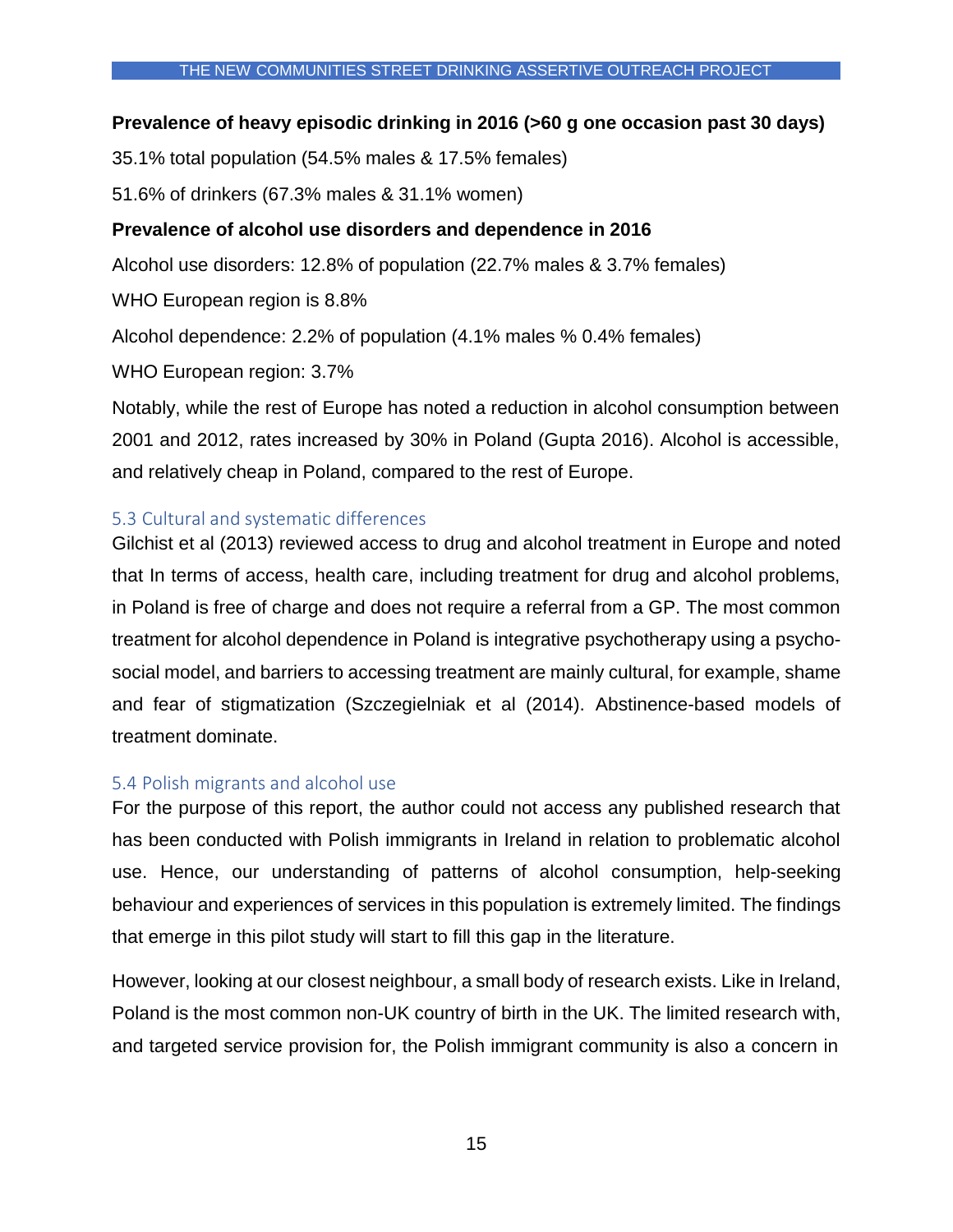**Prevalence of heavy episodic drinking in 2016 (>60 g one occasion past 30 days)**

35.1% total population (54.5% males & 17.5% females)

51.6% of drinkers (67.3% males & 31.1% women)

**Prevalence of alcohol use disorders and dependence in 2016**

Alcohol use disorders: 12.8% of population (22.7% males & 3.7% females)

WHO European region is 8.8%

Alcohol dependence: 2.2% of population (4.1% males % 0.4% females)

WHO European region: 3.7%

Notably, while the rest of Europe has noted a reduction in alcohol consumption between 2001 and 2012, rates increased by 30% in Poland (Gupta 2016). Alcohol is accessible, and relatively cheap in Poland, compared to the rest of Europe.

### 5.3 Cultural and systematic differences

Gilchist et al (2013) reviewed access to drug and alcohol treatment in Europe and noted that In terms of access, health care, including treatment for drug and alcohol problems, in Poland is free of charge and does not require a referral from a GP. The most common treatment for alcohol dependence in Poland is integrative psychotherapy using a psycho-social model, and barriers to accessing treatment are mainly cultural, for example, shame and fear of stigmatization (Szczegielniak et al (2014). Abstinence-based models of treatment dominate.

### 5.4 Polish migrants and alcohol use

For the purpose of this report, the author could not access any published research that has been conducted with Polish immigrants in Ireland in relation to problematic alcohol use. Hence, our understanding of patterns of alcohol consumption, help-seeking behaviour and experiences of services in this population is extremely limited. The findings that emerge in this pilot study will start to fill this gap in the literature.

However, looking at our closest neighbour, a small body of research exists. Like in Ireland, Poland is the most common non-UK country of birth in the UK. The limited research with, and targeted service provision for, the Polish immigrant community is also a concern in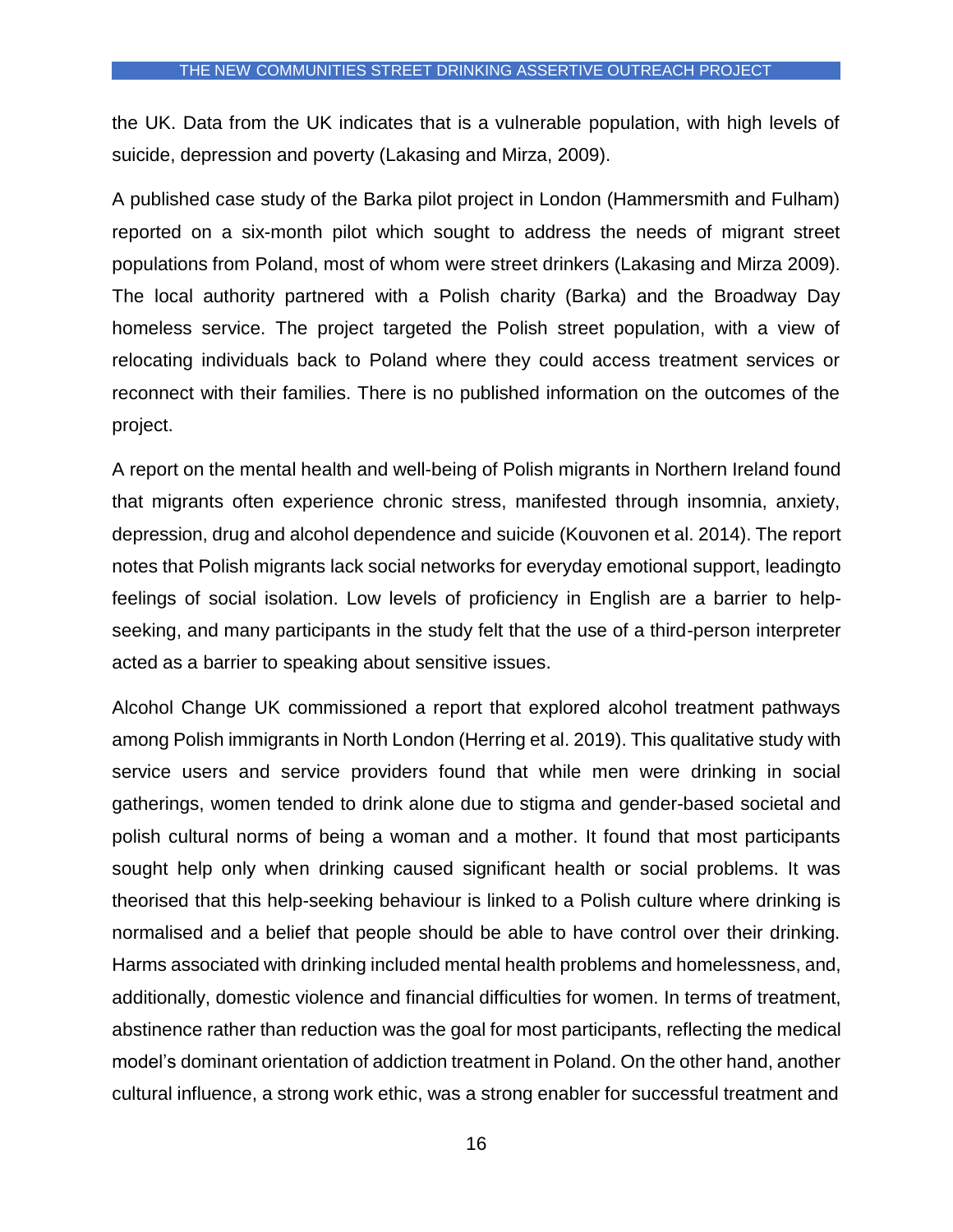the UK. Data from the UK indicates that is a vulnerable population, with high levels of suicide, depression and poverty (Lakasing and Mirza, 2009).

A published case study of the Barka pilot project in London (Hammersmith and Fulham) reported on a six-month pilot which sought to address the needs of migrant street populations from Poland, most of whom were street drinkers (Lakasing and Mirza 2009). The local authority partnered with a Polish charity (Barka) and the Broadway Day homeless service. The project targeted the Polish street population, with a view of relocating individuals back to Poland where they could access treatment services or reconnect with their families. There is no published information on the outcomes of the project.

A report on the mental health and well-being of Polish migrants in Northern Ireland found that migrants often experience chronic stress, manifested through insomnia, anxiety, depression, drug and alcohol dependence and suicide (Kouvonen et al. 2014). The report notes that Polish migrants lack social networks for everyday emotional support, leadingto feelings of social isolation. Low levels of proficiency in English are a barrier to help-seeking, and many participants in the study felt that the use of a third-person interpreter acted as a barrier to speaking about sensitive issues.

Alcohol Change UK commissioned a report that explored alcohol treatment pathways among Polish immigrants in North London (Herring et al. 2019). This qualitative study with service users and service providers found that while men were drinking in social gatherings, women tended to drink alone due to stigma and gender-based societal and polish cultural norms of being a woman and a mother. It found that most participants sought help only when drinking caused significant health or social problems. It was theorised that this help-seeking behaviour is linked to a Polish culture where drinking is normalised and a belief that people should be able to have control over their drinking. Harms associated with drinking included mental health problems and homelessness, and, additionally, domestic violence and financial difficulties for women. In terms of treatment, abstinence rather than reduction was the goal for most participants, reflecting the medical model's dominant orientation of addiction treatment in Poland. On the other hand, another cultural influence, a strong work ethic, was a strong enabler for successful treatment and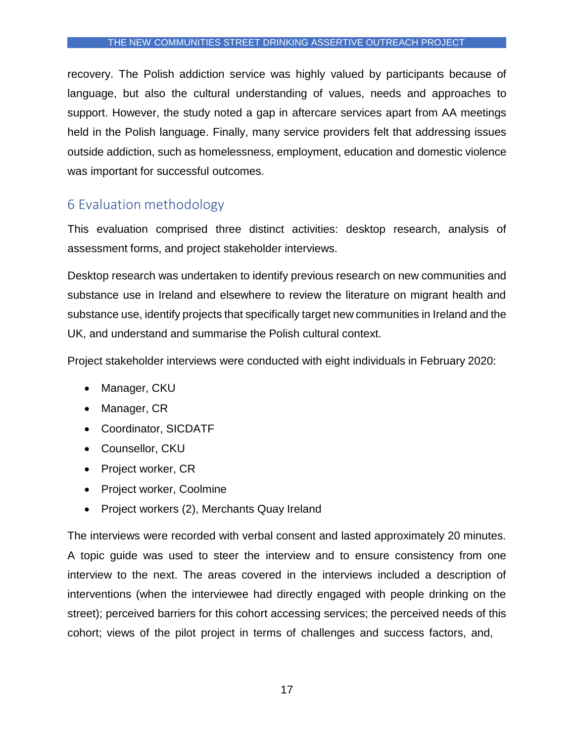recovery. The Polish addiction service was highly valued by participants because of language, but also the cultural understanding of values, needs and approaches to support. However, the study noted a gap in aftercare services apart from AA meetings held in the Polish language. Finally, many service providers felt that addressing issues outside addiction, such as homelessness, employment, education and domestic violence was important for successful outcomes.

## 6 Evaluation methodology

This evaluation comprised three distinct activities: desktop research, analysis of assessment forms, and project stakeholder interviews.

Desktop research was undertaken to identify previous research on new communities and substance use in Ireland and elsewhere to review the literature on migrant health and substance use, identify projects that specifically target new communities in Ireland and the UK, and understand and summarise the Polish cultural context.

Project stakeholder interviews were conducted with eight individuals in February 2020:

- Manager, CKU
- Manager, CR
- Coordinator, SICDATF
- Counsellor, CKU
- Project worker, CR
- Project worker, Coolmine
- Project workers (2), Merchants Quay Ireland

The interviews were recorded with verbal consent and lasted approximately 20 minutes. A topic guide was used to steer the interview and to ensure consistency from one interview to the next. The areas covered in the interviews included a description of interventions (when the interviewee had directly engaged with people drinking on the street); perceived barriers for this cohort accessing services; the perceived needs of this cohort; views of the pilot project in terms of challenges and success factors, and,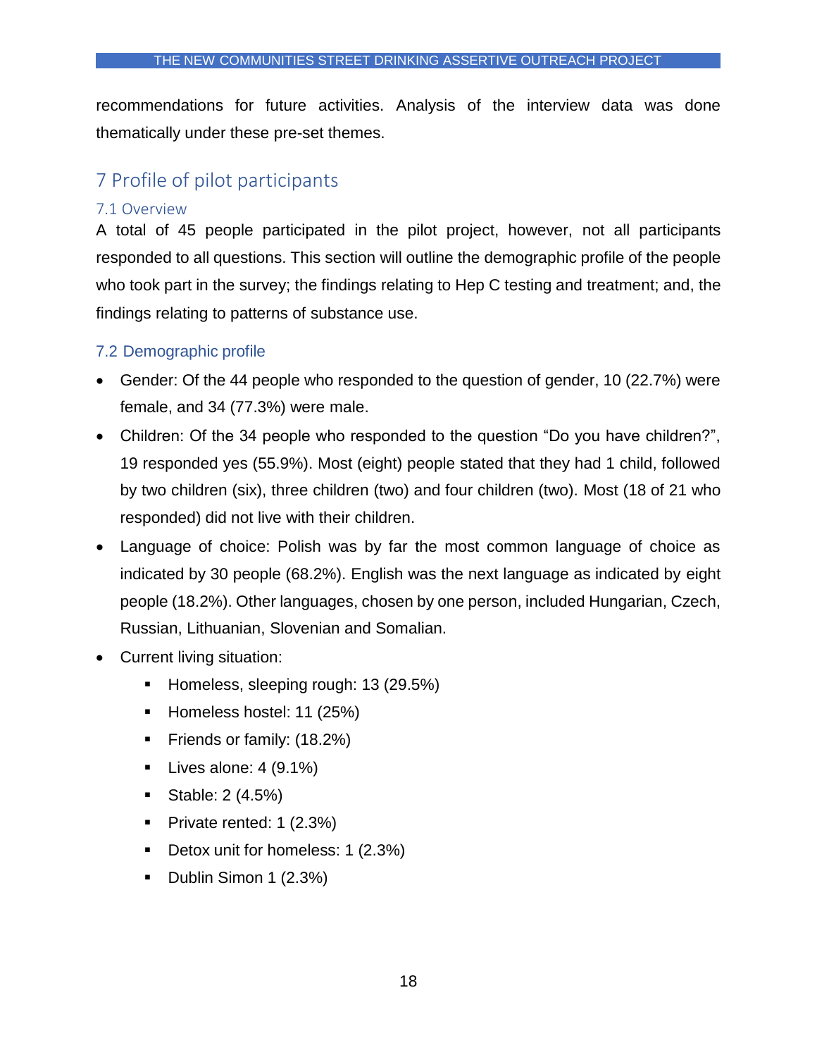recommendations for future activities. Analysis of the interview data was done thematically under these pre-set themes.

# 7 Profile of pilot participants

## 7.1 Overview

A total of 45 people participated in the pilot project, however, not all participants responded to all questions. This section will outline the demographic profile of the people who took part in the survey; the findings relating to Hep C testing and treatment; and, the findings relating to patterns of substance use.

## 7.2 Demographic profile

- Gender: Of the 44 people who responded to the question of gender, 10 (22.7%) were female, and 34 (77.3%) were male.
- Children: Of the 34 people who responded to the question "Do you have children?", 19 responded yes (55.9%). Most (eight) people stated that they had 1 child, followed by two children (six), three children (two) and four children (two). Most (18 of 21 who responded) did not live with their children.
- Language of choice: Polish was by far the most common language of choice as indicated by 30 people (68.2%). English was the next language as indicated by eight people (18.2%). Other languages, chosen by one person, included Hungarian, Czech, Russian, Lithuanian, Slovenian and Somalian.
- Current living situation:
    - Homeless, sleeping rough: 13 (29.5%)
    - Homeless hostel: 11 (25%)
    - Friends or family: (18.2%)
    - Lives alone: 4 (9.1%)
    - Stable: 2 (4.5%)
    - Private rented: 1 (2.3%)
    - Detox unit for homeless: 1 (2.3%)
    - Dublin Simon 1 (2.3%)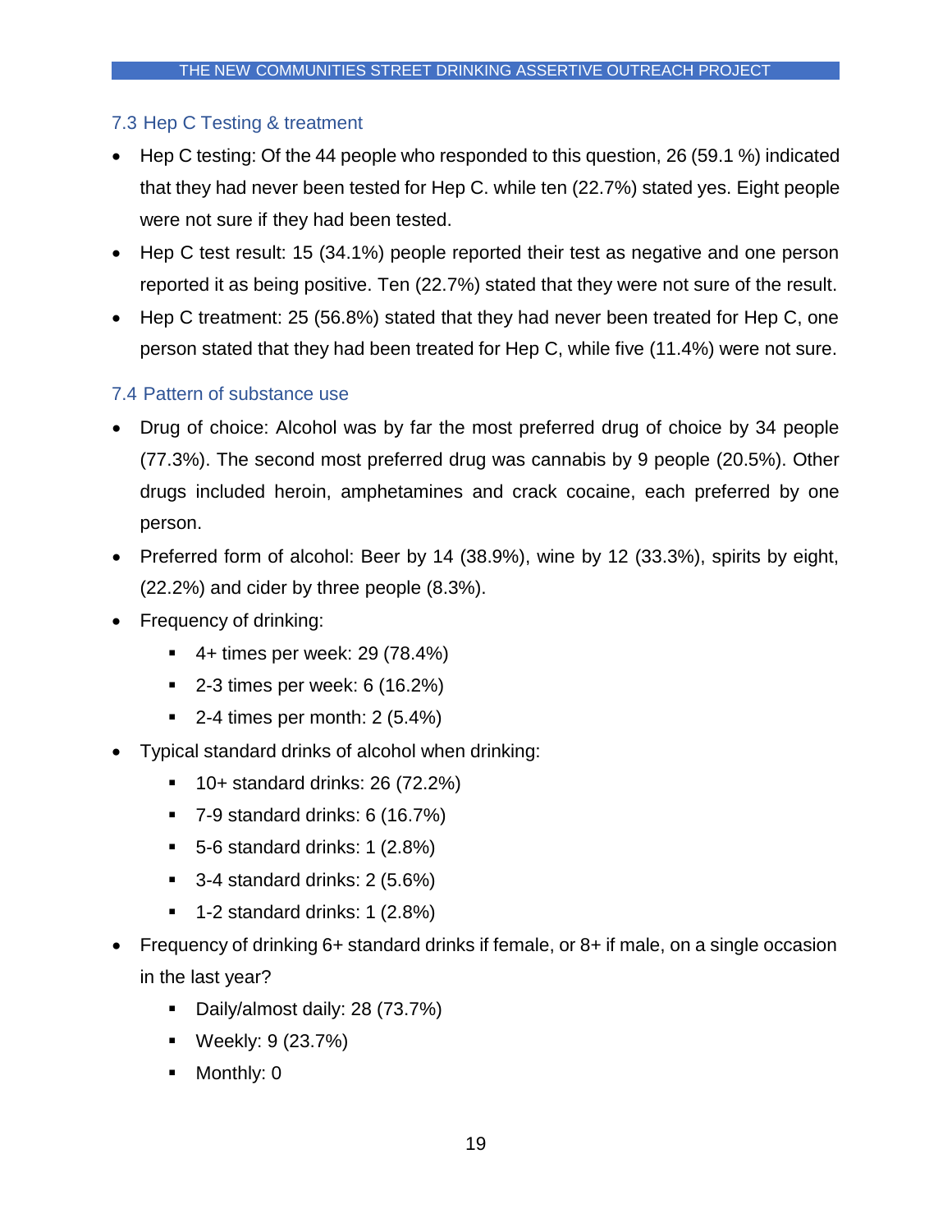### 7.3 Hep C Testing & treatment

- Hep C testing: Of the 44 people who responded to this question, 26 (59.1 %) indicated that they had never been tested for Hep C. while ten (22.7%) stated yes. Eight people were not sure if they had been tested.
- Hep C test result: 15 (34.1%) people reported their test as negative and one person reported it as being positive. Ten (22.7%) stated that they were not sure of the result.
- Hep C treatment: 25 (56.8%) stated that they had never been treated for Hep C, one person stated that they had been treated for Hep C, while five (11.4%) were not sure.

### 7.4 Pattern of substance use

- Drug of choice: Alcohol was by far the most preferred drug of choice by 34 people (77.3%). The second most preferred drug was cannabis by 9 people (20.5%). Other drugs included heroin, amphetamines and crack cocaine, each preferred by one person.
- Preferred form of alcohol: Beer by 14 (38.9%), wine by 12 (33.3%), spirits by eight, (22.2%) and cider by three people (8.3%).
- Frequency of drinking:
  - 4+ times per week: 29 (78.4%)
  - 2-3 times per week: 6 (16.2%)
  - 2-4 times per month: 2 (5.4%)
- Typical standard drinks of alcohol when drinking:
  - 10+ standard drinks: 26 (72.2%)
  - 7-9 standard drinks: 6 (16.7%)
  - 5-6 standard drinks: 1 (2.8%)
  - 3-4 standard drinks: 2 (5.6%)
  - 1-2 standard drinks: 1 (2.8%)
- Frequency of drinking 6+ standard drinks if female, or 8+ if male, on a single occasion in the last year?
  - Daily/almost daily: 28 (73.7%)
  - Weekly: 9 (23.7%)
  - Monthly: 0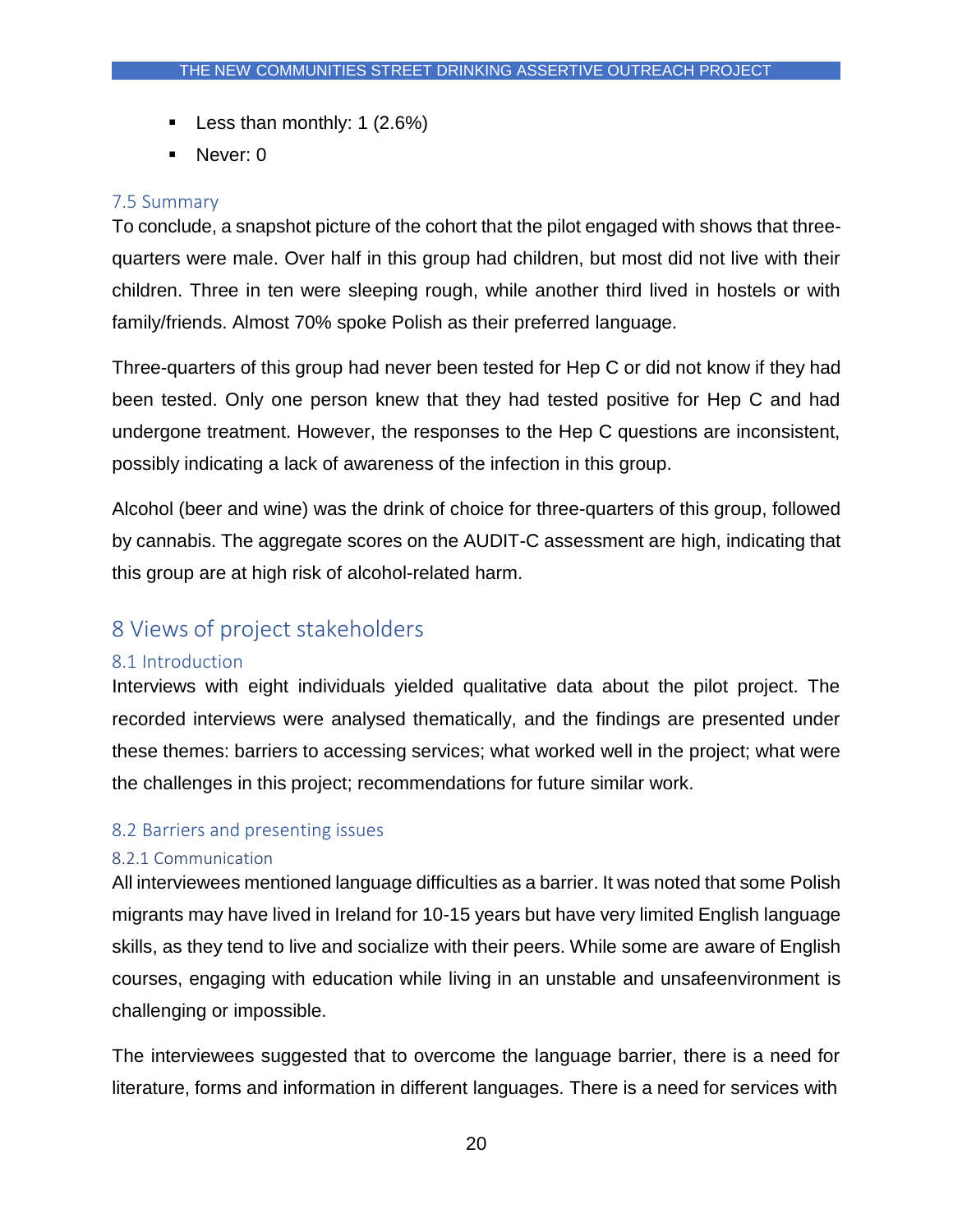- Less than monthly: 1 (2.6%)
- Never: 0

### 7.5 Summary

To conclude, a snapshot picture of the cohort that the pilot engaged with shows that three-quarters were male. Over half in this group had children, but most did not live with their children. Three in ten were sleeping rough, while another third lived in hostels or with family/friends. Almost 70% spoke Polish as their preferred language.

Three-quarters of this group had never been tested for Hep C or did not know if they had been tested. Only one person knew that they had tested positive for Hep C and had undergone treatment. However, the responses to the Hep C questions are inconsistent, possibly indicating a lack of awareness of the infection in this group.

Alcohol (beer and wine) was the drink of choice for three-quarters of this group, followed by cannabis. The aggregate scores on the AUDIT-C assessment are high, indicating that this group are at high risk of alcohol-related harm.

## 8 Views of project stakeholders

### 8.1 Introduction

Interviews with eight individuals yielded qualitative data about the pilot project. The recorded interviews were analysed thematically, and the findings are presented under these themes: barriers to accessing services; what worked well in the project; what were the challenges in this project; recommendations for future similar work.

### 8.2 Barriers and presenting issues

#### 8.2.1 Communication

All interviewees mentioned language difficulties as a barrier. It was noted that some Polish migrants may have lived in Ireland for 10-15 years but have very limited English language skills, as they tend to live and socialize with their peers. While some are aware of English courses, engaging with education while living in an unstable and unsafeenvironment is challenging or impossible.

The interviewees suggested that to overcome the language barrier, there is a need for literature, forms and information in different languages. There is a need for services with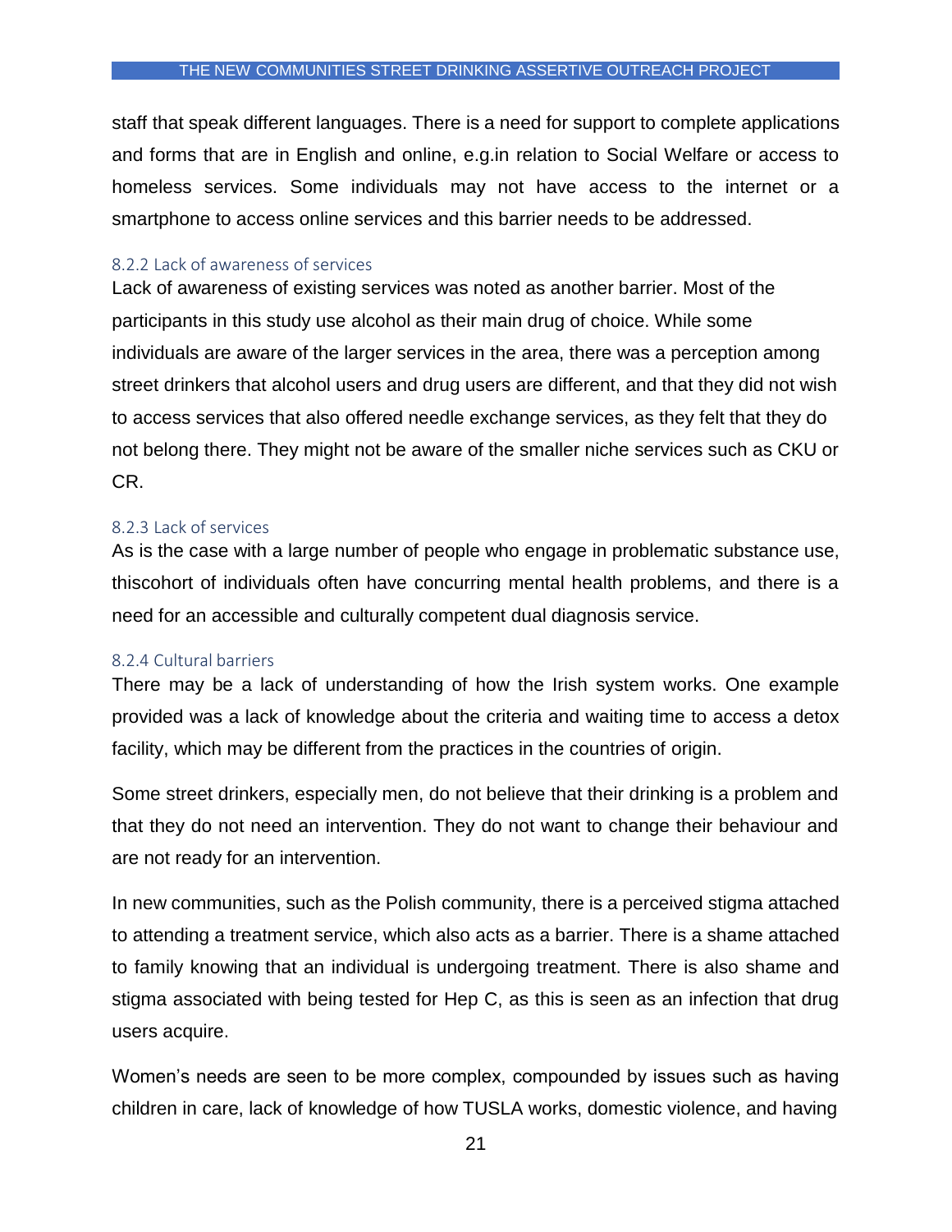staff that speak different languages. There is a need for support to complete applications and forms that are in English and online, e.g.in relation to Social Welfare or access to homeless services. Some individuals may not have access to the internet or a smartphone to access online services and this barrier needs to be addressed.

### 8.2.2 Lack of awareness of services

Lack of awareness of existing services was noted as another barrier. Most of the participants in this study use alcohol as their main drug of choice. While some individuals are aware of the larger services in the area, there was a perception among street drinkers that alcohol users and drug users are different, and that they did not wish to access services that also offered needle exchange services, as they felt that they do not belong there. They might not be aware of the smaller niche services such as CKU or CR.

### 8.2.3 Lack of services

As is the case with a large number of people who engage in problematic substance use, thiscohort of individuals often have concurring mental health problems, and there is a need for an accessible and culturally competent dual diagnosis service.

### 8.2.4 Cultural barriers

There may be a lack of understanding of how the Irish system works. One example provided was a lack of knowledge about the criteria and waiting time to access a detox facility, which may be different from the practices in the countries of origin.

Some street drinkers, especially men, do not believe that their drinking is a problem and that they do not need an intervention. They do not want to change their behaviour and are not ready for an intervention.

In new communities, such as the Polish community, there is a perceived stigma attached to attending a treatment service, which also acts as a barrier. There is a shame attached to family knowing that an individual is undergoing treatment. There is also shame and stigma associated with being tested for Hep C, as this is seen as an infection that drug users acquire.

Women's needs are seen to be more complex, compounded by issues such as having children in care, lack of knowledge of how TUSLA works, domestic violence, and having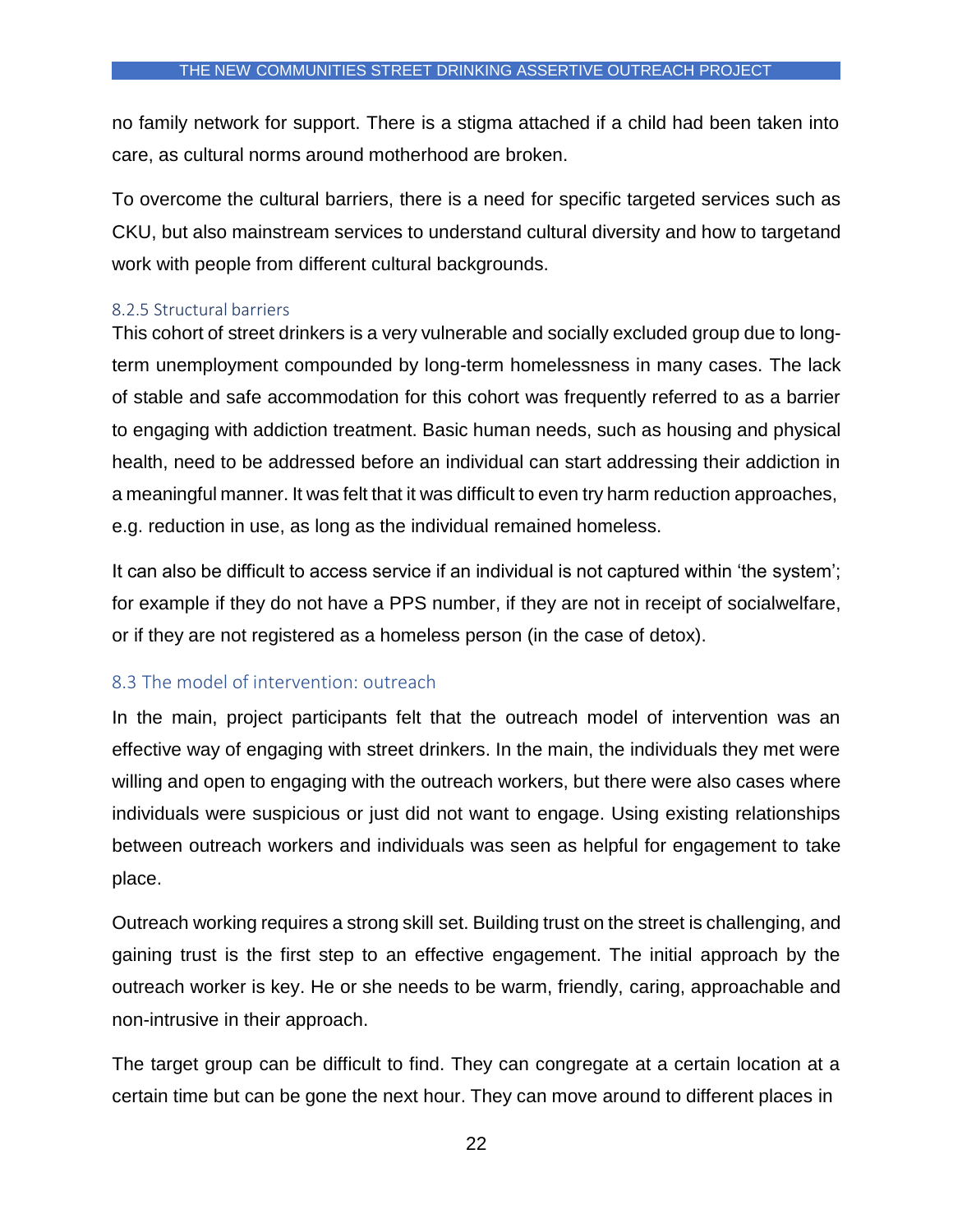no family network for support. There is a stigma attached if a child had been taken into care, as cultural norms around motherhood are broken.

To overcome the cultural barriers, there is a need for specific targeted services such as CKU, but also mainstream services to understand cultural diversity and how to targetand work with people from different cultural backgrounds.

### 8.2.5 Structural barriers

This cohort of street drinkers is a very vulnerable and socially excluded group due to long-term unemployment compounded by long-term homelessness in many cases. The lack of stable and safe accommodation for this cohort was frequently referred to as a barrier to engaging with addiction treatment. Basic human needs, such as housing and physical health, need to be addressed before an individual can start addressing their addiction in a meaningful manner. It was felt that it was difficult to even try harm reduction approaches, e.g. reduction in use, as long as the individual remained homeless.

It can also be difficult to access service if an individual is not captured within 'the system'; for example if they do not have a PPS number, if they are not in receipt of socialwelfare, or if they are not registered as a homeless person (in the case of detox).

## 8.3 The model of intervention: outreach

In the main, project participants felt that the outreach model of intervention was an effective way of engaging with street drinkers. In the main, the individuals they met were willing and open to engaging with the outreach workers, but there were also cases where individuals were suspicious or just did not want to engage. Using existing relationships between outreach workers and individuals was seen as helpful for engagement to take place.

Outreach working requires a strong skill set. Building trust on the street is challenging, and gaining trust is the first step to an effective engagement. The initial approach by the outreach worker is key. He or she needs to be warm, friendly, caring, approachable and non-intrusive in their approach.

The target group can be difficult to find. They can congregate at a certain location at a certain time but can be gone the next hour. They can move around to different places in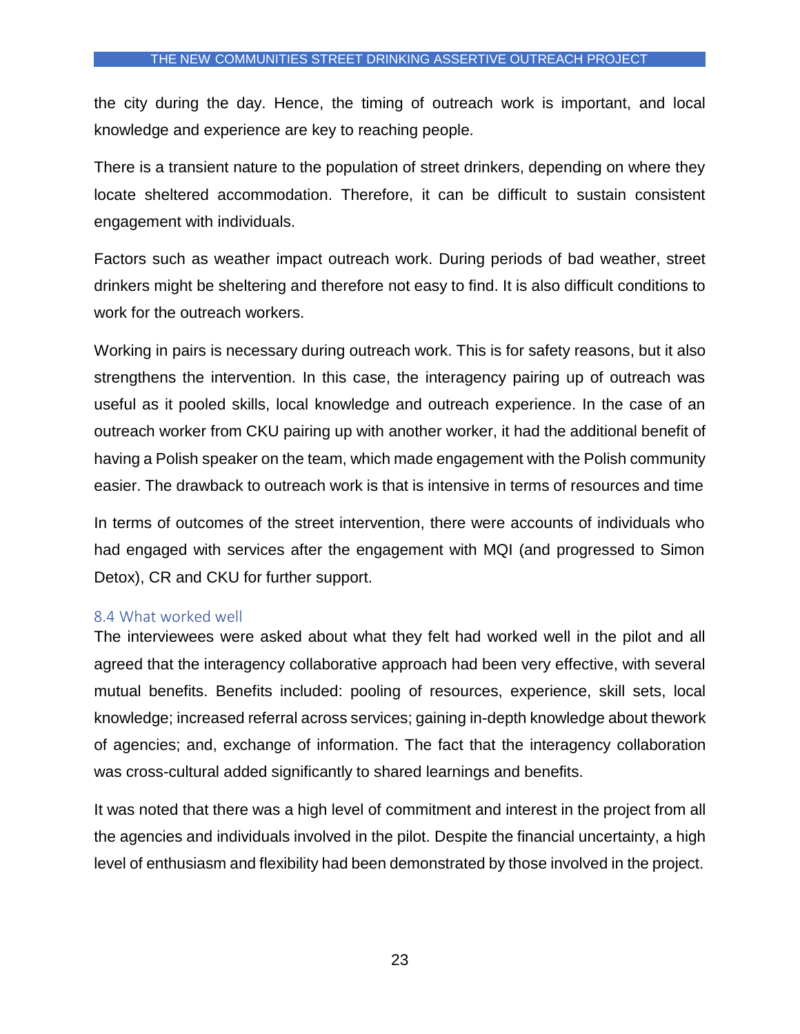the city during the day. Hence, the timing of outreach work is important, and local knowledge and experience are key to reaching people.

There is a transient nature to the population of street drinkers, depending on where they locate sheltered accommodation. Therefore, it can be difficult to sustain consistent engagement with individuals.

Factors such as weather impact outreach work. During periods of bad weather, street drinkers might be sheltering and therefore not easy to find. It is also difficult conditions to work for the outreach workers.

Working in pairs is necessary during outreach work. This is for safety reasons, but it also strengthens the intervention. In this case, the interagency pairing up of outreach was useful as it pooled skills, local knowledge and outreach experience. In the case of an outreach worker from CKU pairing up with another worker, it had the additional benefit of having a Polish speaker on the team, which made engagement with the Polish community easier. The drawback to outreach work is that is intensive in terms of resources and time

In terms of outcomes of the street intervention, there were accounts of individuals who had engaged with services after the engagement with MQI (and progressed to Simon Detox), CR and CKU for further support.

### 8.4 What worked well

The interviewees were asked about what they felt had worked well in the pilot and all agreed that the interagency collaborative approach had been very effective, with several mutual benefits. Benefits included: pooling of resources, experience, skill sets, local knowledge; increased referral across services; gaining in-depth knowledge about thework of agencies; and, exchange of information. The fact that the interagency collaboration was cross-cultural added significantly to shared learnings and benefits.

It was noted that there was a high level of commitment and interest in the project from all the agencies and individuals involved in the pilot. Despite the financial uncertainty, a high level of enthusiasm and flexibility had been demonstrated by those involved in the project.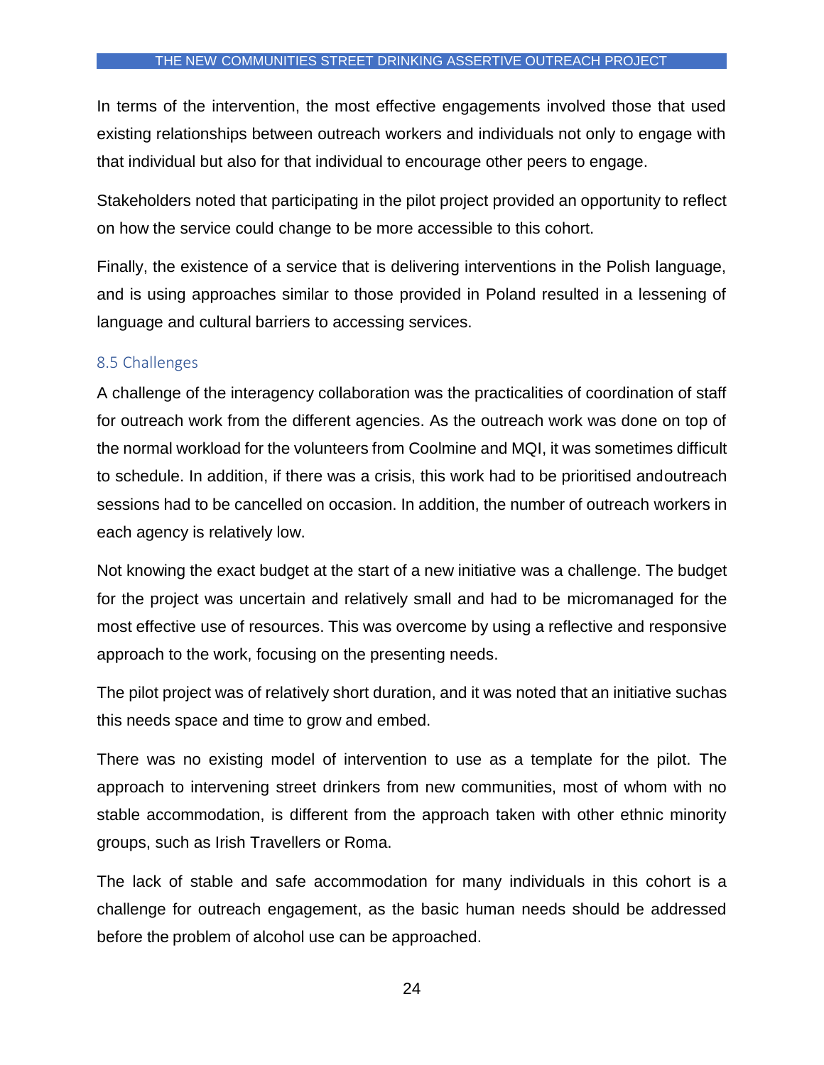In terms of the intervention, the most effective engagements involved those that used existing relationships between outreach workers and individuals not only to engage with that individual but also for that individual to encourage other peers to engage.

Stakeholders noted that participating in the pilot project provided an opportunity to reflect on how the service could change to be more accessible to this cohort.

Finally, the existence of a service that is delivering interventions in the Polish language, and is using approaches similar to those provided in Poland resulted in a lessening of language and cultural barriers to accessing services.

## 8.5 Challenges

A challenge of the interagency collaboration was the practicalities of coordination of staff for outreach work from the different agencies. As the outreach work was done on top of the normal workload for the volunteers from Coolmine and MQI, it was sometimes difficult to schedule. In addition, if there was a crisis, this work had to be prioritised andoutreach sessions had to be cancelled on occasion. In addition, the number of outreach workers in each agency is relatively low.

Not knowing the exact budget at the start of a new initiative was a challenge. The budget for the project was uncertain and relatively small and had to be micromanaged for the most effective use of resources. This was overcome by using a reflective and responsive approach to the work, focusing on the presenting needs.

The pilot project was of relatively short duration, and it was noted that an initiative suchas this needs space and time to grow and embed.

There was no existing model of intervention to use as a template for the pilot. The approach to intervening street drinkers from new communities, most of whom with no stable accommodation, is different from the approach taken with other ethnic minority groups, such as Irish Travellers or Roma.

The lack of stable and safe accommodation for many individuals in this cohort is a challenge for outreach engagement, as the basic human needs should be addressed before the problem of alcohol use can be approached.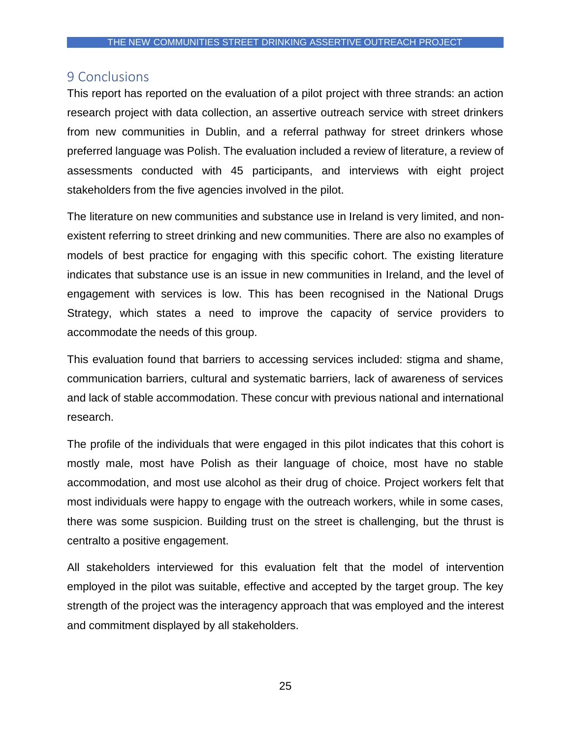## 9 Conclusions

This report has reported on the evaluation of a pilot project with three strands: an action research project with data collection, an assertive outreach service with street drinkers from new communities in Dublin, and a referral pathway for street drinkers whose preferred language was Polish. The evaluation included a review of literature, a review of assessments conducted with 45 participants, and interviews with eight project stakeholders from the five agencies involved in the pilot.

The literature on new communities and substance use in Ireland is very limited, and non-existent referring to street drinking and new communities. There are also no examples of models of best practice for engaging with this specific cohort. The existing literature indicates that substance use is an issue in new communities in Ireland, and the level of engagement with services is low. This has been recognised in the National Drugs Strategy, which states a need to improve the capacity of service providers to accommodate the needs of this group.

This evaluation found that barriers to accessing services included: stigma and shame, communication barriers, cultural and systematic barriers, lack of awareness of services and lack of stable accommodation. These concur with previous national and international research.

The profile of the individuals that were engaged in this pilot indicates that this cohort is mostly male, most have Polish as their language of choice, most have no stable accommodation, and most use alcohol as their drug of choice. Project workers felt that most individuals were happy to engage with the outreach workers, while in some cases, there was some suspicion. Building trust on the street is challenging, but the thrust is centralto a positive engagement.

All stakeholders interviewed for this evaluation felt that the model of intervention employed in the pilot was suitable, effective and accepted by the target group. The key strength of the project was the interagency approach that was employed and the interest and commitment displayed by all stakeholders.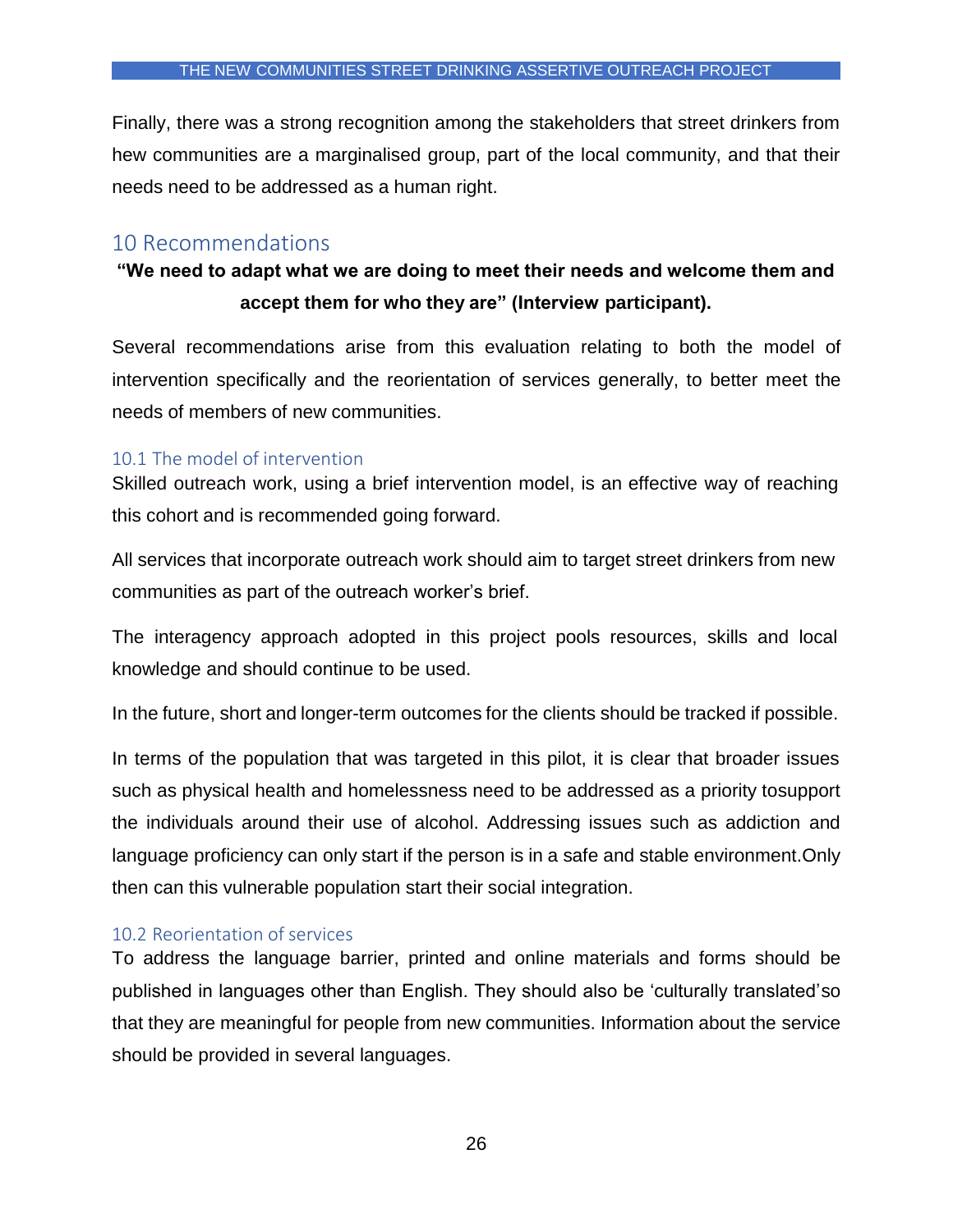Finally, there was a strong recognition among the stakeholders that street drinkers from hew communities are a marginalised group, part of the local community, and that their needs need to be addressed as a human right.

# 10 Recommendations

**"We need to adapt what we are doing to meet their needs and welcome them and accept them for who they are" (Interview participant).**

Several recommendations arise from this evaluation relating to both the model of intervention specifically and the reorientation of services generally, to better meet the needs of members of new communities.

## 10.1 The model of intervention

Skilled outreach work, using a brief intervention model, is an effective way of reaching this cohort and is recommended going forward.

All services that incorporate outreach work should aim to target street drinkers from new communities as part of the outreach worker's brief.

The interagency approach adopted in this project pools resources, skills and local knowledge and should continue to be used.

In the future, short and longer-term outcomes for the clients should be tracked if possible.

In terms of the population that was targeted in this pilot, it is clear that broader issues such as physical health and homelessness need to be addressed as a priority tosupport the individuals around their use of alcohol. Addressing issues such as addiction and language proficiency can only start if the person is in a safe and stable environment.Only then can this vulnerable population start their social integration.

## 10.2 Reorientation of services

To address the language barrier, printed and online materials and forms should be published in languages other than English. They should also be 'culturally translated'so that they are meaningful for people from new communities. Information about the service should be provided in several languages.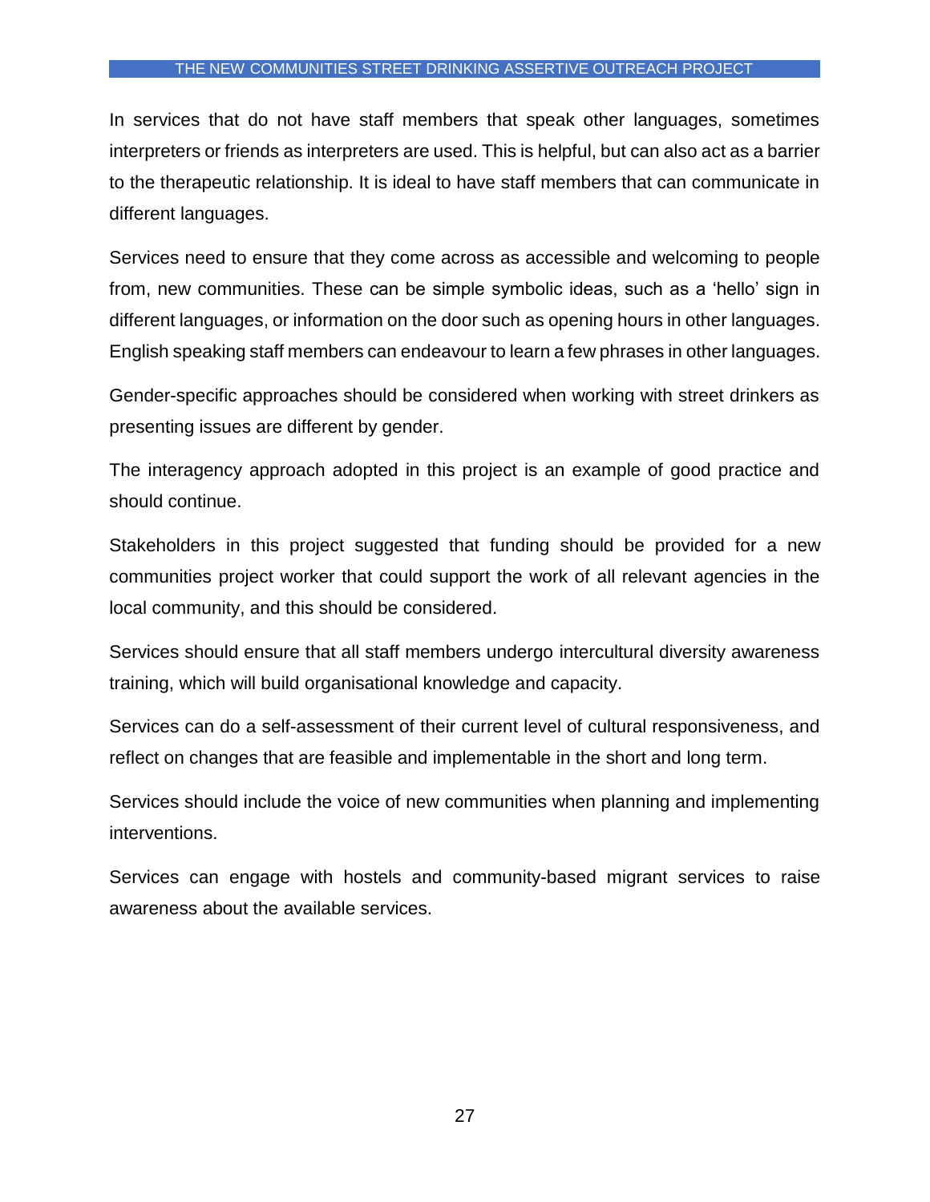In services that do not have staff members that speak other languages, sometimes interpreters or friends as interpreters are used. This is helpful, but can also act as a barrier to the therapeutic relationship. It is ideal to have staff members that can communicate in different languages.

Services need to ensure that they come across as accessible and welcoming to people from, new communities. These can be simple symbolic ideas, such as a 'hello' sign in different languages, or information on the door such as opening hours in other languages. English speaking staff members can endeavour to learn a few phrases in other languages.

Gender-specific approaches should be considered when working with street drinkers as presenting issues are different by gender.

The interagency approach adopted in this project is an example of good practice and should continue.

Stakeholders in this project suggested that funding should be provided for a new communities project worker that could support the work of all relevant agencies in the local community, and this should be considered.

Services should ensure that all staff members undergo intercultural diversity awareness training, which will build organisational knowledge and capacity.

Services can do a self-assessment of their current level of cultural responsiveness, and reflect on changes that are feasible and implementable in the short and long term.

Services should include the voice of new communities when planning and implementing interventions.

Services can engage with hostels and community-based migrant services to raise awareness about the available services.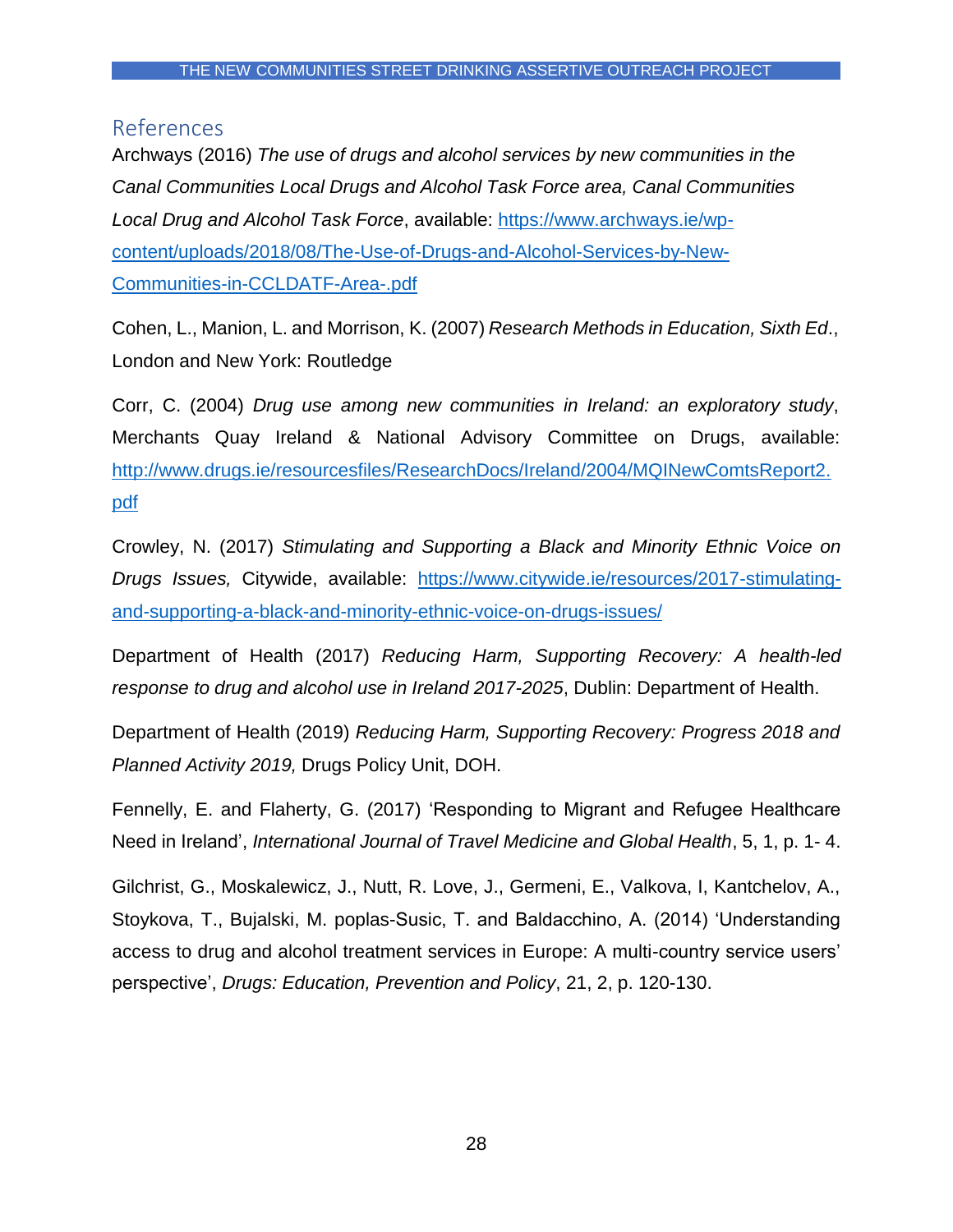## References

Archways (2016) *The use of drugs and alcohol services by new communities in the Canal Communities Local Drugs and Alcohol Task Force area, Canal Communities Local Drug and Alcohol Task Force*, available: https://www.archways.ie/wp-content/uploads/2018/08/The-Use-of-Drugs-and-Alcohol-Services-by-New-Communities-in-CCLDATF-Area-.pdf

Cohen, L., Manion, L. and Morrison, K. (2007) *Research Methods in Education, Sixth Ed*., London and New York: Routledge

Corr, C. (2004) *Drug use among new communities in Ireland: an exploratory study*, Merchants Quay Ireland & National Advisory Committee on Drugs, available: http://www.drugs.ie/resourcesfiles/ResearchDocs/Ireland/2004/MQINewComtsReport2.pdf

Crowley, N. (2017) *Stimulating and Supporting a Black and Minority Ethnic Voice on Drugs Issues,* Citywide, available: https://www.citywide.ie/resources/2017-stimulating-and-supporting-a-black-and-minority-ethnic-voice-on-drugs-issues/

Department of Health (2017) *Reducing Harm, Supporting Recovery: A health-led response to drug and alcohol use in Ireland 2017-2025*, Dublin: Department of Health.

Department of Health (2019) *Reducing Harm, Supporting Recovery: Progress 2018 and Planned Activity 2019,* Drugs Policy Unit, DOH.

Fennelly, E. and Flaherty, G. (2017) 'Responding to Migrant and Refugee Healthcare Need in Ireland', *International Journal of Travel Medicine and Global Health*, 5, 1, p. 1- 4.

Gilchrist, G., Moskalewicz, J., Nutt, R. Love, J., Germeni, E., Valkova, I, Kantchelov, A., Stoykova, T., Bujalski, M. poplas-Susic, T. and Baldacchino, A. (2014) 'Understanding access to drug and alcohol treatment services in Europe: A multi-country service users' perspective', *Drugs: Education, Prevention and Policy*, 21, 2, p. 120-130.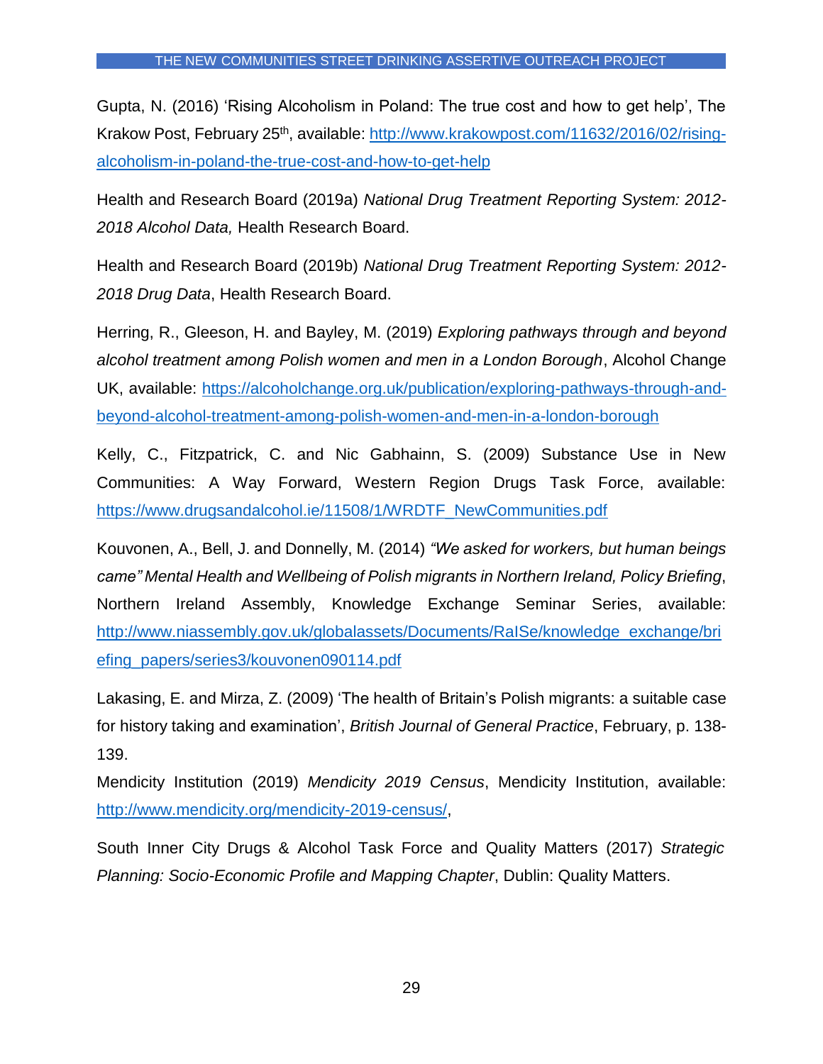Gupta, N. (2016) ‘Rising Alcoholism in Poland: The true cost and how to get help’, The Krakow Post, February 25th, available: http://www.krakowpost.com/11632/2016/02/rising-alcoholism-in-poland-the-true-cost-and-how-to-get-help

Health and Research Board (2019a) *National Drug Treatment Reporting System: 2012-2018 Alcohol Data,* Health Research Board.

Health and Research Board (2019b) *National Drug Treatment Reporting System: 2012-2018 Drug Data*, Health Research Board.

Herring, R., Gleeson, H. and Bayley, M. (2019) *Exploring pathways through and beyond alcohol treatment among Polish women and men in a London Borough*, Alcohol Change UK, available: https://alcoholchange.org.uk/publication/exploring-pathways-through-and-beyond-alcohol-treatment-among-polish-women-and-men-in-a-london-borough

Kelly, C., Fitzpatrick, C. and Nic Gabhainn, S. (2009) Substance Use in New Communities: A Way Forward, Western Region Drugs Task Force, available: https://www.drugsandalcohol.ie/11508/1/WRDTF_NewCommunities.pdf

Kouvonen, A., Bell, J. and Donnelly, M. (2014) *“We asked for workers, but human beings came” Mental Health and Wellbeing of Polish migrants in Northern Ireland, Policy Briefing*, Northern Ireland Assembly, Knowledge Exchange Seminar Series, available: http://www.niassembly.gov.uk/globalassets/Documents/RaISe/knowledge_exchange/briefing_papers/series3/kouvonen090114.pdf

Lakasing, E. and Mirza, Z. (2009) ‘The health of Britain’s Polish migrants: a suitable case for history taking and examination’, *British Journal of General Practice*, February, p. 138-139.

Mendicity Institution (2019) *Mendicity 2019 Census*, Mendicity Institution, available: http://www.mendicity.org/mendicity-2019-census/,

South Inner City Drugs & Alcohol Task Force and Quality Matters (2017) *Strategic Planning: Socio-Economic Profile and Mapping Chapter*, Dublin: Quality Matters.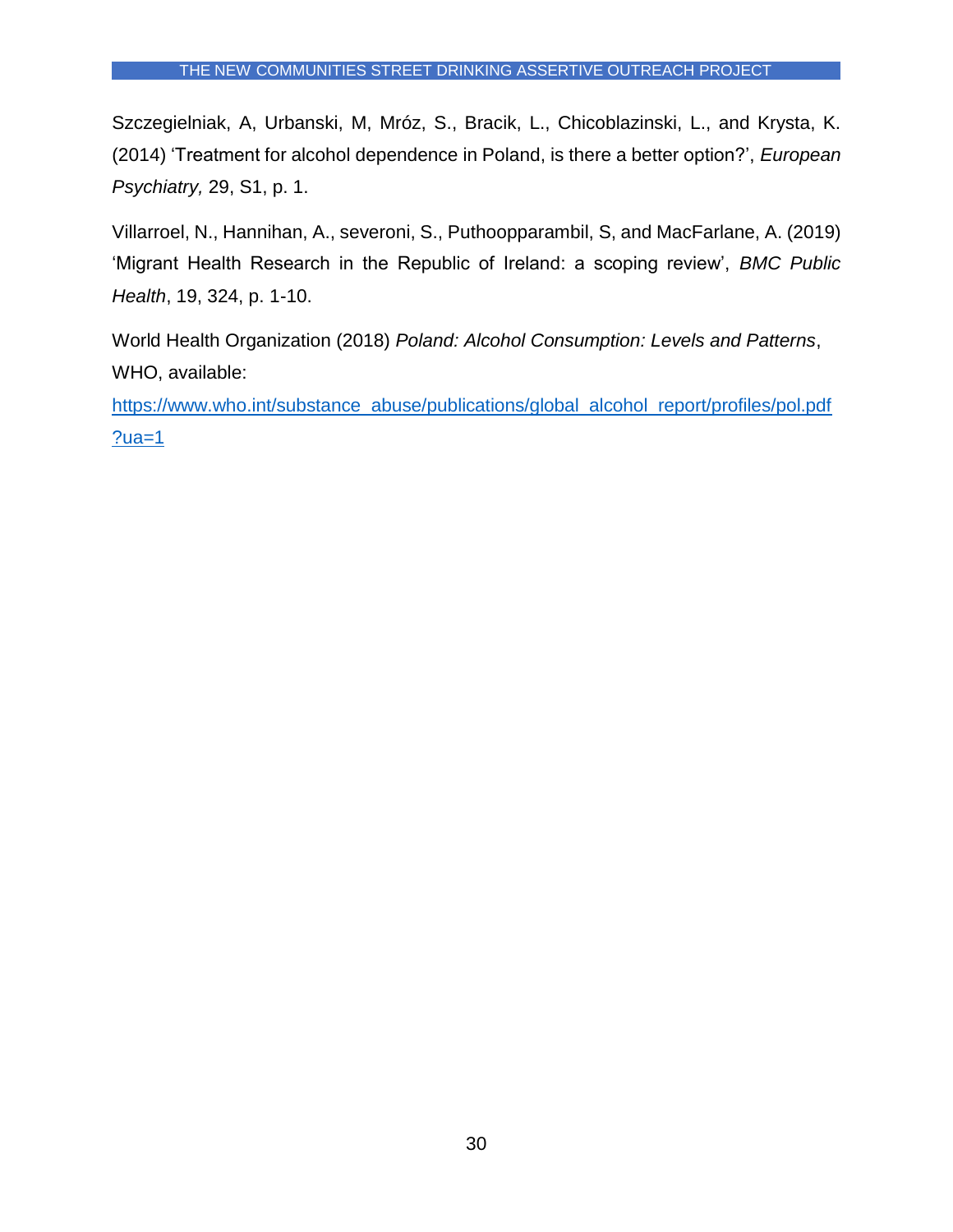Szczegielniak, A, Urbanski, M, Mróz, S., Bracik, L., Chicoblazinski, L., and Krysta, K. (2014) 'Treatment for alcohol dependence in Poland, is there a better option?', *European Psychiatry,* 29, S1, p. 1.

Villarroel, N., Hannihan, A., severoni, S., Puthoopparambil, S, and MacFarlane, A. (2019) 'Migrant Health Research in the Republic of Ireland: a scoping review', *BMC Public Health*, 19, 324, p. 1-10.

World Health Organization (2018) *Poland: Alcohol Consumption: Levels and Patterns*, WHO, available:
https://www.who.int/substance_abuse/publications/global_alcohol_report/profiles/pol.pdf?ua=1